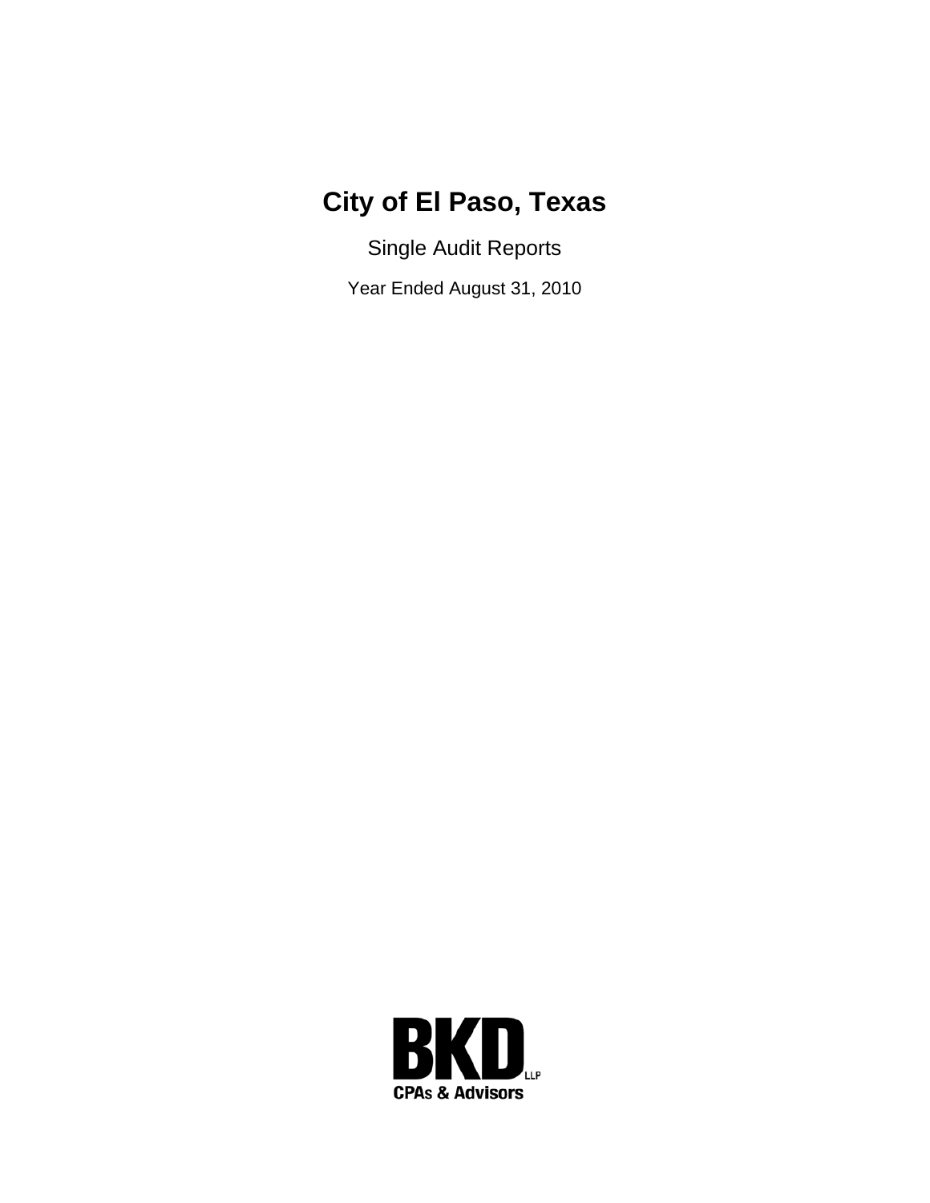# City of El Paso, Texas

Single Audit Reports

Year Ended August 31, 2010

BKD LLP
CPAs & Advisors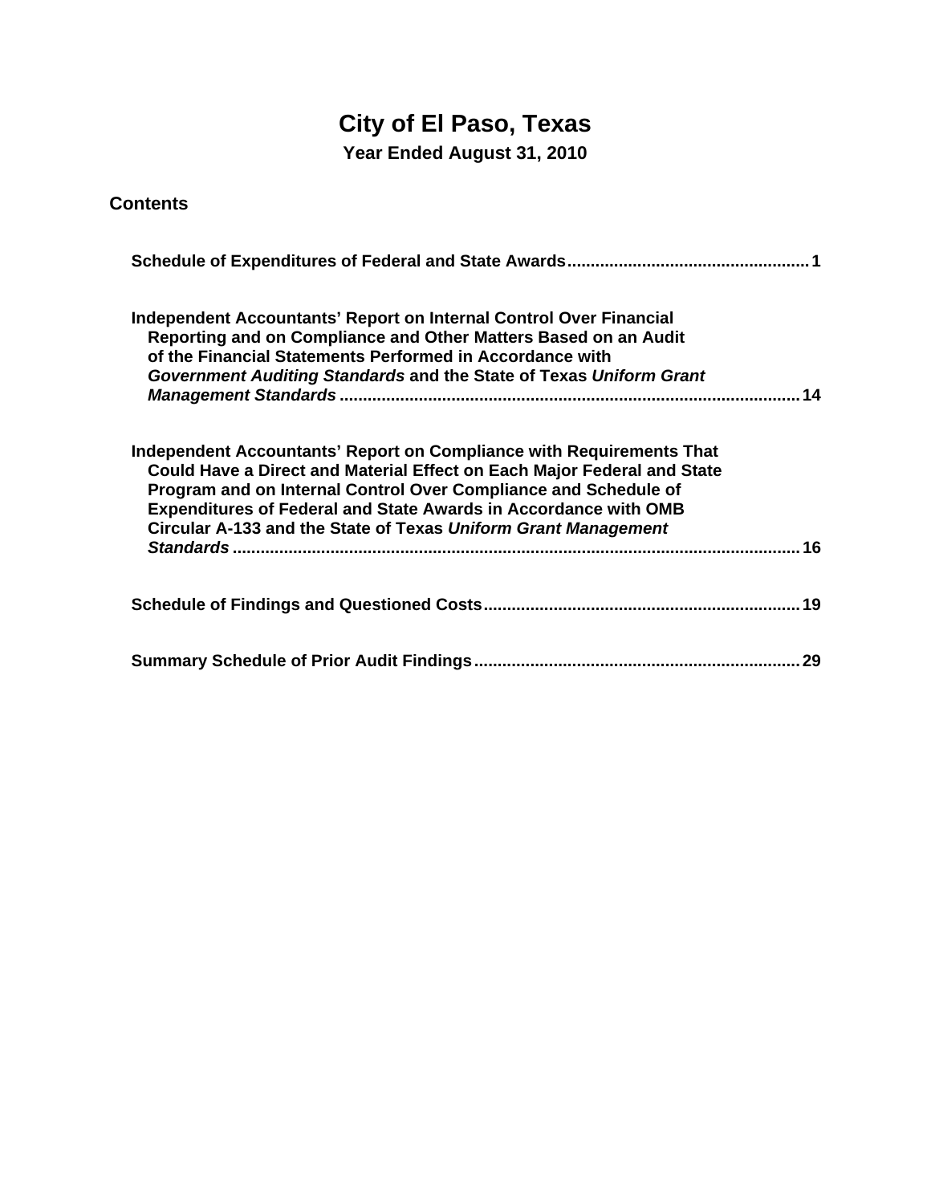# City of El Paso, Texas

## Year Ended August 31, 2010

### Contents

**Schedule of Expenditures of Federal and State Awards** .................................................... **1**

**Independent Accountants' Report on Internal Control Over Financial Reporting and on Compliance and Other Matters Based on an Audit of the Financial Statements Performed in Accordance with *Government Auditing Standards* and the State of Texas *Uniform Grant Management Standards*** .................................................................................................. **14**

**Independent Accountants' Report on Compliance with Requirements That Could Have a Direct and Material Effect on Each Major Federal and State Program and on Internal Control Over Compliance and Schedule of Expenditures of Federal and State Awards in Accordance with OMB Circular A-133 and the State of Texas *Uniform Grant Management Standards*** ......................................................................................................................... **16**

**Schedule of Findings and Questioned Costs** .................................................................... **19**

**Summary Schedule of Prior Audit Findings** ..................................................................... **29**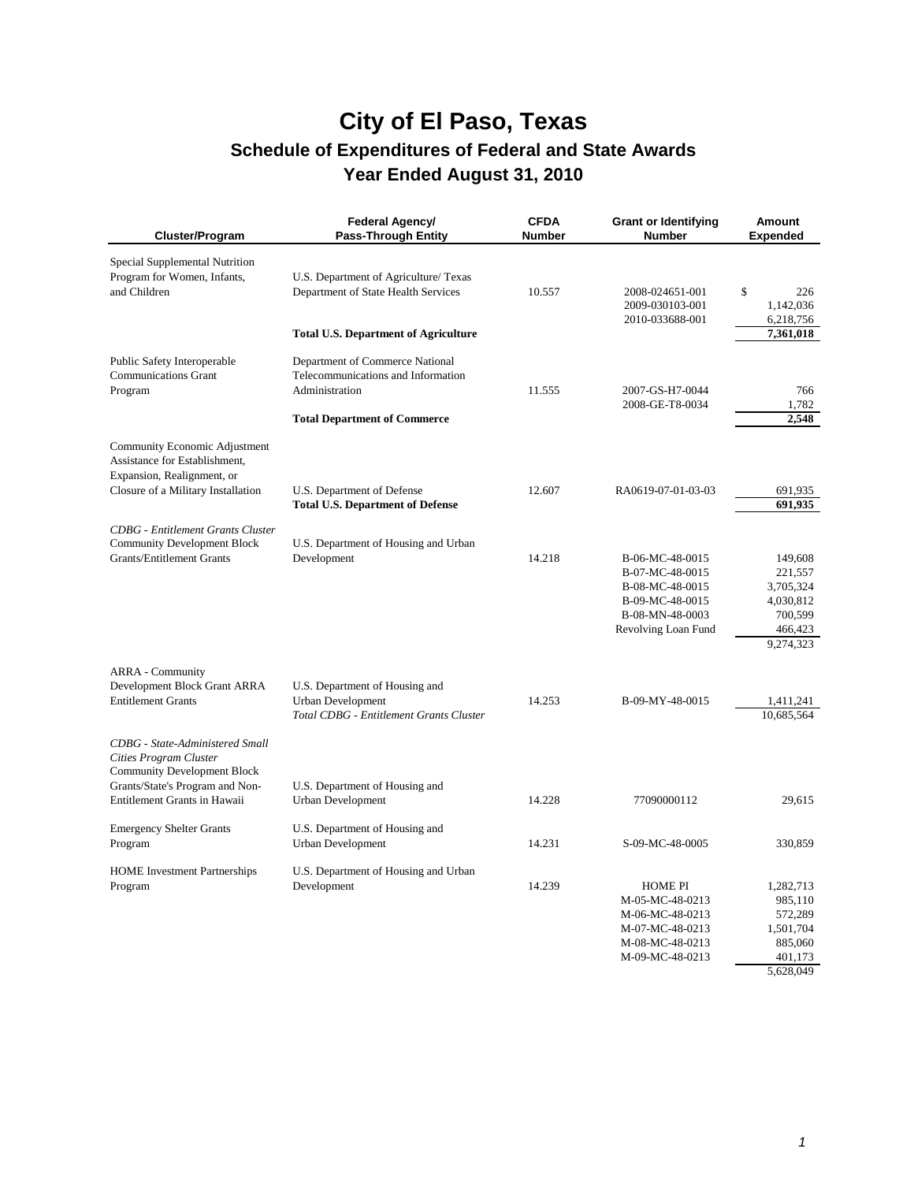# City of El Paso, Texas

## Schedule of Expenditures of Federal and State Awards

## Year Ended August 31, 2010

| Cluster/Program | Federal Agency/ Pass-Through Entity | CFDA Number | Grant or Identifying Number | Amount Expended |
|---|---|---|---|---|
| Special Supplemental Nutrition Program for Women, Infants, and Children | U.S. Department of Agriculture/ Texas Department of State Health Services | 10.557 | 2008-024651-001 | $ 226 |
| | | | 2009-030103-001 | 1,142,036 |
| | | | 2010-033688-001 | 6,218,756 |
| | **Total U.S. Department of Agriculture** | | | **7,361,018** |
| Public Safety Interoperable Communications Grant Program | Department of Commerce National Telecommunications and Information Administration | 11.555 | 2007-GS-H7-0044 | 766 |
| | | | 2008-GE-T8-0034 | 1,782 |
| | **Total Department of Commerce** | | | **2,548** |
| Community Economic Adjustment Assistance for Establishment, Expansion, Realignment, or Closure of a Military Installation | U.S. Department of Defense | 12.607 | RA0619-07-01-03-03 | 691,935 |
| | **Total U.S. Department of Defense** | | | **691,935** |
| *CDBG - Entitlement Grants Cluster* | | | | |
| Community Development Block Grants/Entitlement Grants | U.S. Department of Housing and Urban Development | 14.218 | B-06-MC-48-0015 | 149,608 |
| | | | B-07-MC-48-0015 | 221,557 |
| | | | B-08-MC-48-0015 | 3,705,324 |
| | | | B-09-MC-48-0015 | 4,030,812 |
| | | | B-08-MN-48-0003 | 700,599 |
| | | | Revolving Loan Fund | 466,423 |
| | | | | 9,274,323 |
| ARRA - Community Development Block Grant ARRA Entitlement Grants | U.S. Department of Housing and Urban Development | 14.253 | B-09-MY-48-0015 | 1,411,241 |
| | *Total CDBG - Entitlement Grants Cluster* | | | 10,685,564 |
| *CDBG - State-Administered Small Cities Program Cluster* | | | | |
| Community Development Block Grants/State's Program and Non-Entitlement Grants in Hawaii | U.S. Department of Housing and Urban Development | 14.228 | 77090000112 | 29,615 |
| Emergency Shelter Grants Program | U.S. Department of Housing and Urban Development | 14.231 | S-09-MC-48-0005 | 330,859 |
| HOME Investment Partnerships Program | U.S. Department of Housing and Urban Development | 14.239 | HOME PI | 1,282,713 |
| | | | M-05-MC-48-0213 | 985,110 |
| | | | M-06-MC-48-0213 | 572,289 |
| | | | M-07-MC-48-0213 | 1,501,704 |
| | | | M-08-MC-48-0213 | 885,060 |
| | | | M-09-MC-48-0213 | 401,173 |
| | | | | 5,628,049 |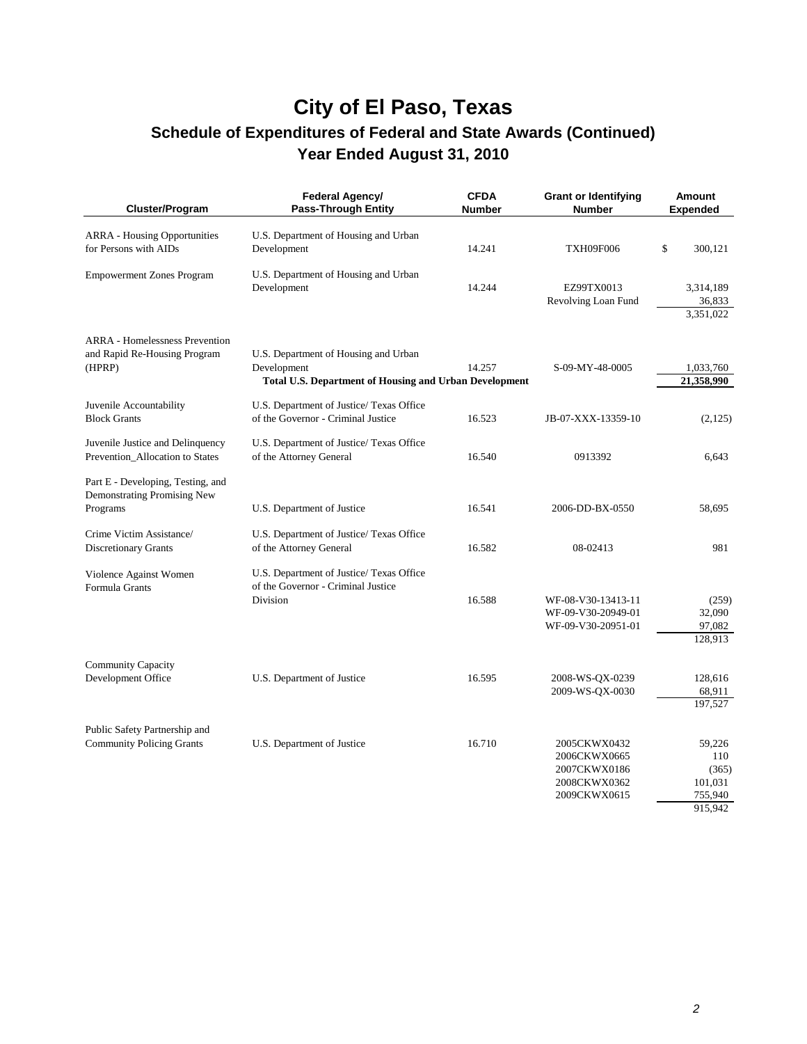# City of El Paso, Texas

## Schedule of Expenditures of Federal and State Awards (Continued)

## Year Ended August 31, 2010

| Cluster/Program | Federal Agency/ Pass-Through Entity | CFDA Number | Grant or Identifying Number | Amount Expended |
|---|---|---|---|---|
| ARRA - Housing Opportunities for Persons with AIDs | U.S. Department of Housing and Urban Development | 14.241 | TXH09F006 | $ 300,121 |
| Empowerment Zones Program | U.S. Department of Housing and Urban Development | 14.244 | EZ99TX0013 | 3,314,189 |
| | | | Revolving Loan Fund | 36,833 |
| | | | | 3,351,022 |
| ARRA - Homelessness Prevention and Rapid Re-Housing Program (HPRP) | U.S. Department of Housing and Urban Development | 14.257 | S-09-MY-48-0005 | 1,033,760 |
| | **Total U.S. Department of Housing and Urban Development** | | | **21,358,990** |
| Juvenile Accountability Block Grants | U.S. Department of Justice/ Texas Office of the Governor - Criminal Justice | 16.523 | JB-07-XXX-13359-10 | (2,125) |
| Juvenile Justice and Delinquency Prevention_Allocation to States | U.S. Department of Justice/ Texas Office of the Attorney General | 16.540 | 0913392 | 6,643 |
| Part E - Developing, Testing, and Demonstrating Promising New Programs | U.S. Department of Justice | 16.541 | 2006-DD-BX-0550 | 58,695 |
| Crime Victim Assistance/ Discretionary Grants | U.S. Department of Justice/ Texas Office of the Attorney General | 16.582 | 08-02413 | 981 |
| Violence Against Women Formula Grants | U.S. Department of Justice/ Texas Office of the Governor - Criminal Justice Division | 16.588 | WF-08-V30-13413-11 | (259) |
| | | | WF-09-V30-20949-01 | 32,090 |
| | | | WF-09-V30-20951-01 | 97,082 |
| | | | | 128,913 |
| Community Capacity Development Office | U.S. Department of Justice | 16.595 | 2008-WS-QX-0239 | 128,616 |
| | | | 2009-WS-QX-0030 | 68,911 |
| | | | | 197,527 |
| Public Safety Partnership and Community Policing Grants | U.S. Department of Justice | 16.710 | 2005CKWX0432 | 59,226 |
| | | | 2006CKWX0665 | 110 |
| | | | 2007CKWX0186 | (365) |
| | | | 2008CKWX0362 | 101,031 |
| | | | 2009CKWX0615 | 755,940 |
| | | | | 915,942 |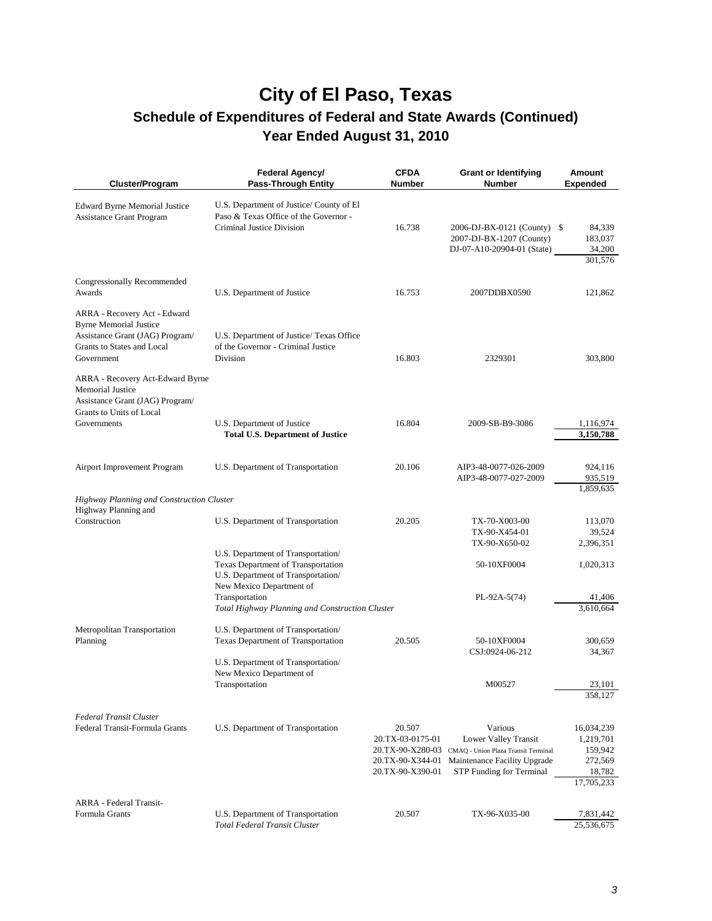# City of El Paso, Texas

## Schedule of Expenditures of Federal and State Awards (Continued)

## Year Ended August 31, 2010

| Cluster/Program | Federal Agency/ Pass-Through Entity | CFDA Number | Grant or Identifying Number | Amount Expended |
|---|---|---|---|---|
| Edward Byrne Memorial Justice Assistance Grant Program | U.S. Department of Justice/ County of El Paso & Texas Office of the Governor - Criminal Justice Division | 16.738 | 2006-DJ-BX-0121 (County) | $ 84,339 |
| | | | 2007-DJ-BX-1207 (County) | 183,037 |
| | | | DJ-07-A10-20904-01 (State) | 34,200 |
| | | | | 301,576 |
| Congressionally Recommended Awards | U.S. Department of Justice | 16.753 | 2007DDBX0590 | 121,862 |
| ARRA - Recovery Act - Edward Byrne Memorial Justice Assistance Grant (JAG) Program/ Grants to States and Local Government | U.S. Department of Justice/ Texas Office of the Governor - Criminal Justice Division | 16.803 | 2329301 | 303,800 |
| ARRA - Recovery Act-Edward Byrne Memorial Justice Assistance Grant (JAG) Program/ Grants to Units of Local Governments | U.S. Department of Justice | 16.804 | 2009-SB-B9-3086 | 1,116,974 |
| | **Total U.S. Department of Justice** | | | **3,150,788** |
| Airport Improvement Program | U.S. Department of Transportation | 20.106 | AIP3-48-0077-026-2009 | 924,116 |
| | | | AIP3-48-0077-027-2009 | 935,519 |
| | | | | 1,859,635 |
| *Highway Planning and Construction Cluster* | | | | |
| Highway Planning and Construction | U.S. Department of Transportation | 20.205 | TX-70-X003-00 | 113,070 |
| | | | TX-90-X454-01 | 39,524 |
| | | | TX-90-X650-02 | 2,396,351 |
| | U.S. Department of Transportation/ Texas Department of Transportation | | 50-10XF0004 | 1,020,313 |
| | U.S. Department of Transportation/ New Mexico Department of Transportation | | PL-92A-5(74) | 41,406 |
| | *Total Highway Planning and Construction Cluster* | | | 3,610,664 |
| Metropolitan Transportation Planning | U.S. Department of Transportation/ Texas Department of Transportation | 20.505 | 50-10XF0004 | 300,659 |
| | | | CSJ:0924-06-212 | 34,367 |
| | U.S. Department of Transportation/ New Mexico Department of Transportation | | M00527 | 23,101 |
| | | | | 358,127 |
| *Federal Transit Cluster* | | | | |
| Federal Transit-Formula Grants | U.S. Department of Transportation | 20.507 | Various | 16,034,239 |
| | | 20.TX-03-0175-01 | Lower Valley Transit | 1,219,701 |
| | | 20.TX-90-X280-03 | CMAQ - Union Plaza Transit Terminal | 159,942 |
| | | 20.TX-90-X344-01 | Maintenance Facility Upgrade | 272,569 |
| | | 20.TX-90-X390-01 | STP Funding for Terminal | 18,782 |
| | | | | 17,705,233 |
| ARRA - Federal Transit-Formula Grants | U.S. Department of Transportation | 20.507 | TX-96-X035-00 | 7,831,442 |
| | *Total Federal Transit Cluster* | | | 25,536,675 |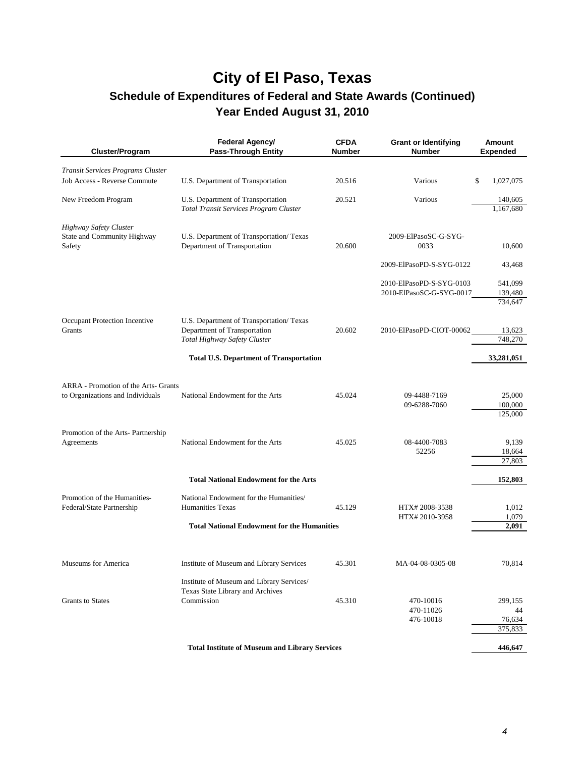# City of El Paso, Texas

## Schedule of Expenditures of Federal and State Awards (Continued)

## Year Ended August 31, 2010

| Cluster/Program | Federal Agency/ Pass-Through Entity | CFDA Number | Grant or Identifying Number | Amount Expended |
|---|---|---|---|---|
| *Transit Services Programs Cluster* | | | | |
| Job Access - Reverse Commute | U.S. Department of Transportation | 20.516 | Various | $ 1,027,075 |
| New Freedom Program | U.S. Department of Transportation | 20.521 | Various | 140,605 |
| | *Total Transit Services Program Cluster* | | | 1,167,680 |
| *Highway Safety Cluster* | | | | |
| State and Community Highway Safety | U.S. Department of Transportation/ Texas Department of Transportation | 20.600 | 2009-ElPasoSC-G-SYG-0033 | 10,600 |
| | | | 2009-ElPasoPD-S-SYG-0122 | 43,468 |
| | | | 2010-ElPasoPD-S-SYG-0103 | 541,099 |
| | | | 2010-ElPasoSC-G-SYG-0017 | 139,480 |
| | | | | 734,647 |
| Occupant Protection Incentive Grants | U.S. Department of Transportation/ Texas Department of Transportation | 20.602 | 2010-ElPasoPD-CIOT-00062 | 13,623 |
| | *Total Highway Safety Cluster* | | | 748,270 |
| | **Total U.S. Department of Transportation** | | | **33,281,051** |
| ARRA - Promotion of the Arts- Grants to Organizations and Individuals | National Endowment for the Arts | 45.024 | 09-4488-7169 | 25,000 |
| | | | 09-6288-7060 | 100,000 |
| | | | | 125,000 |
| Promotion of the Arts- Partnership Agreements | National Endowment for the Arts | 45.025 | 08-4400-7083 | 9,139 |
| | | | 52256 | 18,664 |
| | | | | 27,803 |
| | **Total National Endowment for the Arts** | | | **152,803** |
| Promotion of the Humanities- Federal/State Partnership | National Endowment for the Humanities/ Humanities Texas | 45.129 | HTX# 2008-3538 | 1,012 |
| | | | HTX# 2010-3958 | 1,079 |
| | **Total National Endowment for the Humanities** | | | **2,091** |
| Museums for America | Institute of Museum and Library Services | 45.301 | MA-04-08-0305-08 | 70,814 |
| Grants to States | Institute of Museum and Library Services/ Texas State Library and Archives Commission | 45.310 | 470-10016 | 299,155 |
| | | | 470-11026 | 44 |
| | | | 476-10018 | 76,634 |
| | | | | 375,833 |
| | **Total Institute of Museum and Library Services** | | | **446,647** |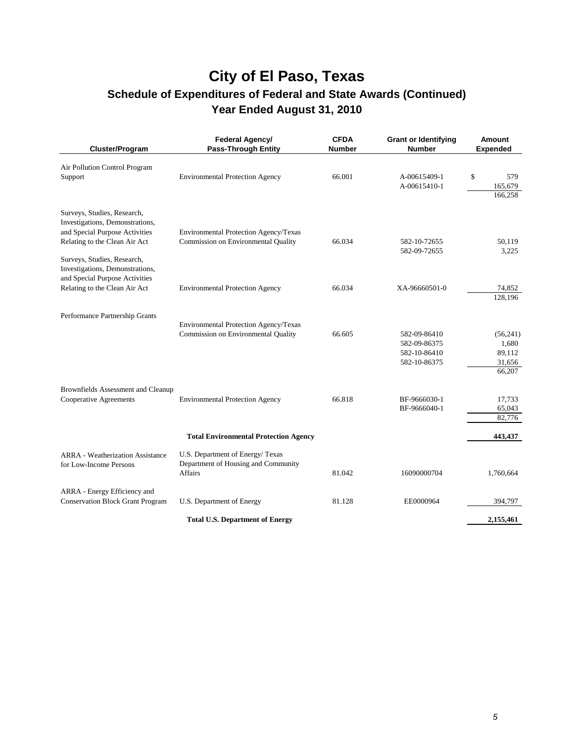# City of El Paso, Texas

## Schedule of Expenditures of Federal and State Awards (Continued)

## Year Ended August 31, 2010

| Cluster/Program | Federal Agency/ Pass-Through Entity | CFDA Number | Grant or Identifying Number | Amount Expended |
|---|---|---|---|---|
| Air Pollution Control Program Support | Environmental Protection Agency | 66.001 | A-00615409-1 | $ 579 |
| | | | A-00615410-1 | 165,679 |
| | | | | 166,258 |
| Surveys, Studies, Research, Investigations, Demonstrations, and Special Purpose Activities Relating to the Clean Air Act | Environmental Protection Agency/Texas Commission on Environmental Quality | 66.034 | 582-10-72655 | 50,119 |
| | | | 582-09-72655 | 3,225 |
| Surveys, Studies, Research, Investigations, Demonstrations, and Special Purpose Activities Relating to the Clean Air Act | Environmental Protection Agency | 66.034 | XA-96660501-0 | 74,852 |
| | | | | 128,196 |
| Performance Partnership Grants | Environmental Protection Agency/Texas Commission on Environmental Quality | 66.605 | 582-09-86410 | (56,241) |
| | | | 582-09-86375 | 1,680 |
| | | | 582-10-86410 | 89,112 |
| | | | 582-10-86375 | 31,656 |
| | | | | 66,207 |
| Brownfields Assessment and Cleanup Cooperative Agreements | Environmental Protection Agency | 66.818 | BF-9666030-1 | 17,733 |
| | | | BF-9666040-1 | 65,043 |
| | | | | 82,776 |
| | **Total Environmental Protection Agency** | | | **443,437** |
| ARRA - Weatherization Assistance for Low-Income Persons | U.S. Department of Energy/ Texas Department of Housing and Community Affairs | 81.042 | 16090000704 | 1,760,664 |
| ARRA - Energy Efficiency and Conservation Block Grant Program | U.S. Department of Energy | 81.128 | EE0000964 | 394,797 |
| | **Total U.S. Department of Energy** | | | **2,155,461** |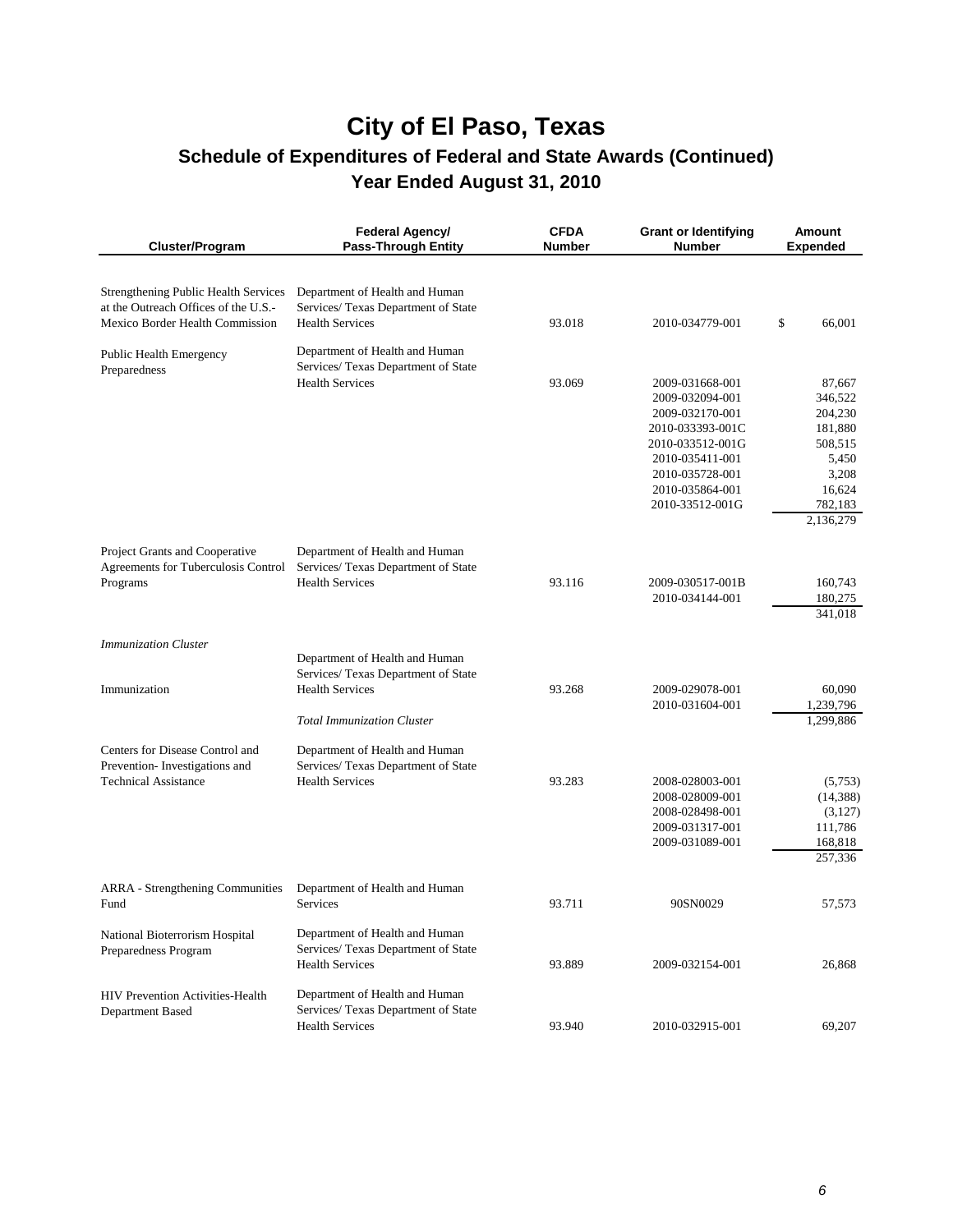# City of El Paso, Texas

## Schedule of Expenditures of Federal and State Awards (Continued)

## Year Ended August 31, 2010

| Cluster/Program | Federal Agency/ Pass-Through Entity | CFDA Number | Grant or Identifying Number | Amount Expended |
|---|---|---|---|---|
| Strengthening Public Health Services at the Outreach Offices of the U.S.-Mexico Border Health Commission | Department of Health and Human Services/ Texas Department of State Health Services | 93.018 | 2010-034779-001 | $ 66,001 |
| Public Health Emergency Preparedness | Department of Health and Human Services/ Texas Department of State Health Services | 93.069 | 2009-031668-001 | 87,667 |
| | | | 2009-032094-001 | 346,522 |
| | | | 2009-032170-001 | 204,230 |
| | | | 2010-033393-001C | 181,880 |
| | | | 2010-033512-001G | 508,515 |
| | | | 2010-035411-001 | 5,450 |
| | | | 2010-035728-001 | 3,208 |
| | | | 2010-035864-001 | 16,624 |
| | | | 2010-33512-001G | 782,183 |
| | | | | 2,136,279 |
| Project Grants and Cooperative Agreements for Tuberculosis Control Programs | Department of Health and Human Services/ Texas Department of State Health Services | 93.116 | 2009-030517-001B | 160,743 |
| | | | 2010-034144-001 | 180,275 |
| | | | | 341,018 |
| *Immunization Cluster* | | | | |
| Immunization | Department of Health and Human Services/ Texas Department of State Health Services | 93.268 | 2009-029078-001 | 60,090 |
| | | | 2010-031604-001 | 1,239,796 |
| | *Total Immunization Cluster* | | | 1,299,886 |
| Centers for Disease Control and Prevention- Investigations and Technical Assistance | Department of Health and Human Services/ Texas Department of State Health Services | 93.283 | 2008-028003-001 | (5,753) |
| | | | 2008-028009-001 | (14,388) |
| | | | 2008-028498-001 | (3,127) |
| | | | 2009-031317-001 | 111,786 |
| | | | 2009-031089-001 | 168,818 |
| | | | | 257,336 |
| ARRA - Strengthening Communities Fund | Department of Health and Human Services | 93.711 | 90SN0029 | 57,573 |
| National Bioterrorism Hospital Preparedness Program | Department of Health and Human Services/ Texas Department of State Health Services | 93.889 | 2009-032154-001 | 26,868 |
| HIV Prevention Activities-Health Department Based | Department of Health and Human Services/ Texas Department of State Health Services | 93.940 | 2010-032915-001 | 69,207 |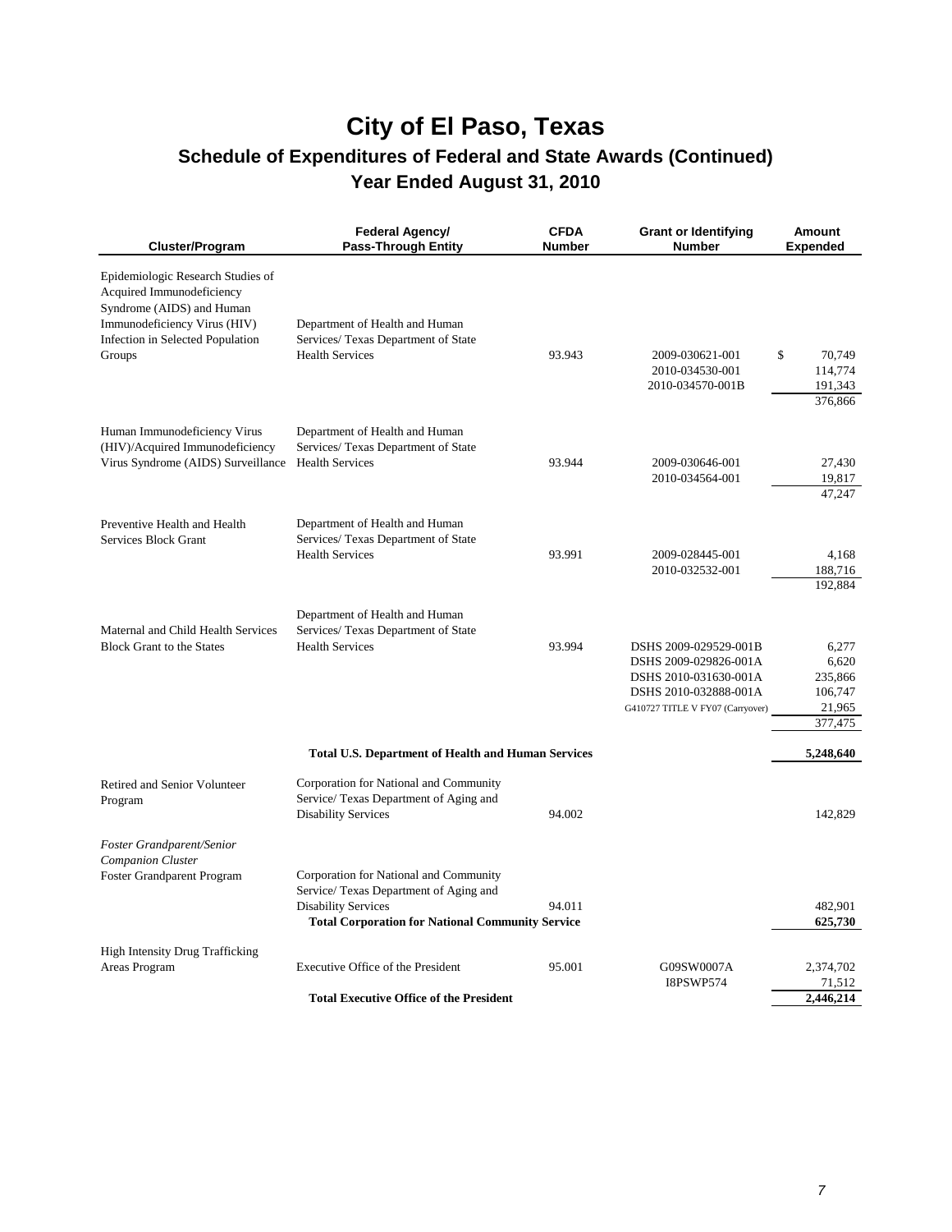# City of El Paso, Texas

## Schedule of Expenditures of Federal and State Awards (Continued)

## Year Ended August 31, 2010

| Cluster/Program | Federal Agency/ Pass-Through Entity | CFDA Number | Grant or Identifying Number | Amount Expended |
|---|---|---|---|---|
| Epidemiologic Research Studies of Acquired Immunodeficiency Syndrome (AIDS) and Human Immunodeficiency Virus (HIV) Infection in Selected Population Groups | Department of Health and Human Services/ Texas Department of State Health Services | 93.943 | 2009-030621-001 | $ 70,749 |
| | | | 2010-034530-001 | 114,774 |
| | | | 2010-034570-001B | 191,343 |
| | | | | 376,866 |
| Human Immunodeficiency Virus (HIV)/Acquired Immunodeficiency Virus Syndrome (AIDS) Surveillance | Department of Health and Human Services/ Texas Department of State Health Services | 93.944 | 2009-030646-001 | 27,430 |
| | | | 2010-034564-001 | 19,817 |
| | | | | 47,247 |
| Preventive Health and Health Services Block Grant | Department of Health and Human Services/ Texas Department of State Health Services | 93.991 | 2009-028445-001 | 4,168 |
| | | | 2010-032532-001 | 188,716 |
| | | | | 192,884 |
| Maternal and Child Health Services Block Grant to the States | Department of Health and Human Services/ Texas Department of State Health Services | 93.994 | DSHS 2009-029529-001B | 6,277 |
| | | | DSHS 2009-029826-001A | 6,620 |
| | | | DSHS 2010-031630-001A | 235,866 |
| | | | DSHS 2010-032888-001A | 106,747 |
| | | | G410727 TITLE V FY07 (Carryover) | 21,965 |
| | | | | 377,475 |
| | **Total U.S. Department of Health and Human Services** | | | **5,248,640** |
| Retired and Senior Volunteer Program | Corporation for National and Community Service/ Texas Department of Aging and Disability Services | 94.002 | | 142,829 |
| *Foster Grandparent/Senior Companion Cluster* | | | | |
| Foster Grandparent Program | Corporation for National and Community Service/ Texas Department of Aging and Disability Services | 94.011 | | 482,901 |
| | **Total Corporation for National Community Service** | | | **625,730** |
| High Intensity Drug Trafficking Areas Program | Executive Office of the President | 95.001 | G09SW0007A | 2,374,702 |
| | | | I8PSWP574 | 71,512 |
| | **Total Executive Office of the President** | | | **2,446,214** |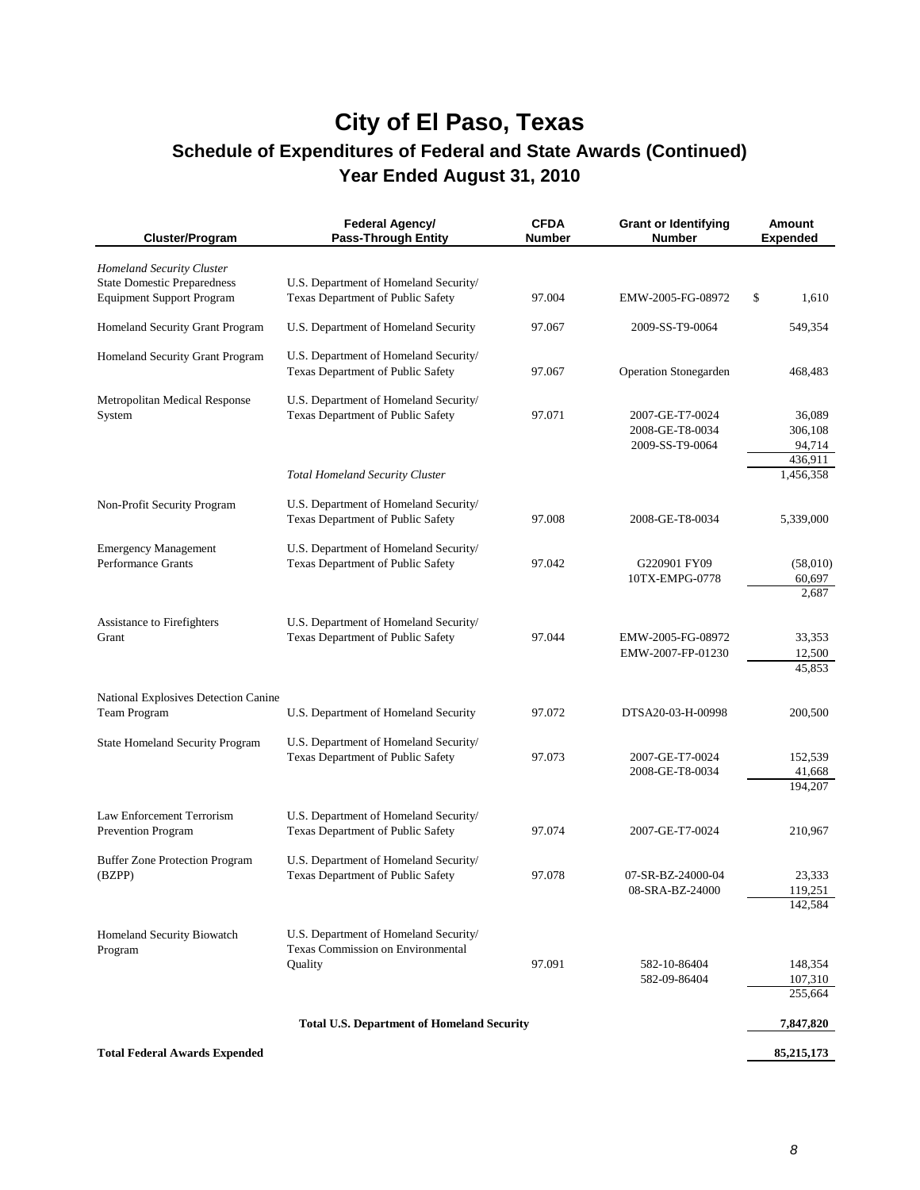# City of El Paso, Texas

## Schedule of Expenditures of Federal and State Awards (Continued)

## Year Ended August 31, 2010

| Cluster/Program | Federal Agency/ Pass-Through Entity | CFDA Number | Grant or Identifying Number | Amount Expended |
|---|---|---|---|---|
| *Homeland Security Cluster* | | | | |
| State Domestic Preparedness Equipment Support Program | U.S. Department of Homeland Security/ Texas Department of Public Safety | 97.004 | EMW-2005-FG-08972 | $ 1,610 |
| Homeland Security Grant Program | U.S. Department of Homeland Security | 97.067 | 2009-SS-T9-0064 | 549,354 |
| Homeland Security Grant Program | U.S. Department of Homeland Security/ Texas Department of Public Safety | 97.067 | Operation Stonegarden | 468,483 |
| Metropolitan Medical Response System | U.S. Department of Homeland Security/ Texas Department of Public Safety | 97.071 | 2007-GE-T7-0024 | 36,089 |
| | | | 2008-GE-T8-0034 | 306,108 |
| | | | 2009-SS-T9-0064 | 94,714 |
| | | | | 436,911 |
| | *Total Homeland Security Cluster* | | | 1,456,358 |
| Non-Profit Security Program | U.S. Department of Homeland Security/ Texas Department of Public Safety | 97.008 | 2008-GE-T8-0034 | 5,339,000 |
| Emergency Management Performance Grants | U.S. Department of Homeland Security/ Texas Department of Public Safety | 97.042 | G220901 FY09 | (58,010) |
| | | | 10TX-EMPG-0778 | 60,697 |
| | | | | 2,687 |
| Assistance to Firefighters Grant | U.S. Department of Homeland Security/ Texas Department of Public Safety | 97.044 | EMW-2005-FG-08972 | 33,353 |
| | | | EMW-2007-FP-01230 | 12,500 |
| | | | | 45,853 |
| National Explosives Detection Canine Team Program | U.S. Department of Homeland Security | 97.072 | DTSA20-03-H-00998 | 200,500 |
| State Homeland Security Program | U.S. Department of Homeland Security/ Texas Department of Public Safety | 97.073 | 2007-GE-T7-0024 | 152,539 |
| | | | 2008-GE-T8-0034 | 41,668 |
| | | | | 194,207 |
| Law Enforcement Terrorism Prevention Program | U.S. Department of Homeland Security/ Texas Department of Public Safety | 97.074 | 2007-GE-T7-0024 | 210,967 |
| Buffer Zone Protection Program (BZPP) | U.S. Department of Homeland Security/ Texas Department of Public Safety | 97.078 | 07-SR-BZ-24000-04 | 23,333 |
| | | | 08-SRA-BZ-24000 | 119,251 |
| | | | | 142,584 |
| Homeland Security Biowatch Program | U.S. Department of Homeland Security/ Texas Commission on Environmental Quality | 97.091 | 582-10-86404 | 148,354 |
| | | | 582-09-86404 | 107,310 |
| | | | | 255,664 |
| | **Total U.S. Department of Homeland Security** | | | **7,847,820** |
| **Total Federal Awards Expended** | | | | **85,215,173** |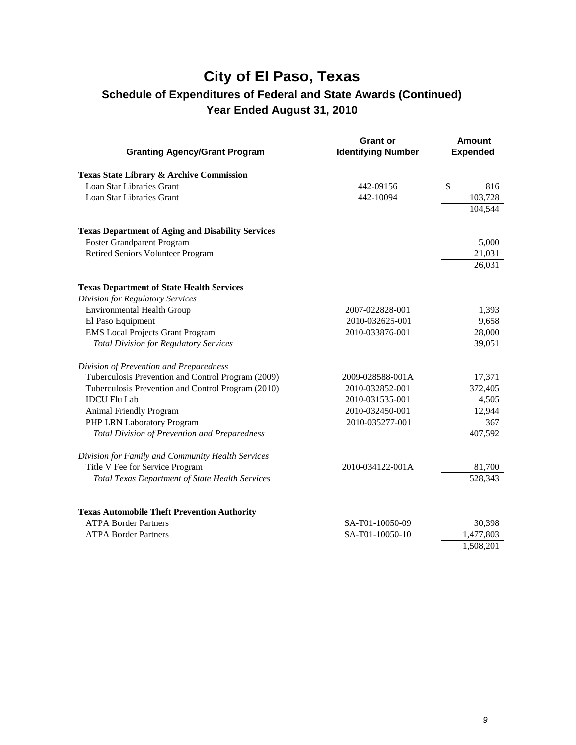# City of El Paso, Texas

## Schedule of Expenditures of Federal and State Awards (Continued)

## Year Ended August 31, 2010

| Granting Agency/Grant Program | Grant or Identifying Number | Amount Expended |
|---|---|---|
| **Texas State Library & Archive Commission** | | |
| Loan Star Libraries Grant | 442-09156 | $ 816 |
| Loan Star Libraries Grant | 442-10094 | 103,728 |
| | | 104,544 |
| **Texas Department of Aging and Disability Services** | | |
| Foster Grandparent Program | | 5,000 |
| Retired Seniors Volunteer Program | | 21,031 |
| | | 26,031 |
| **Texas Department of State Health Services** | | |
| *Division for Regulatory Services* | | |
| Environmental Health Group | 2007-022828-001 | 1,393 |
| El Paso Equipment | 2010-032625-001 | 9,658 |
| EMS Local Projects Grant Program | 2010-033876-001 | 28,000 |
| *Total Division for Regulatory Services* | | 39,051 |
| *Division of Prevention and Preparedness* | | |
| Tuberculosis Prevention and Control Program (2009) | 2009-028588-001A | 17,371 |
| Tuberculosis Prevention and Control Program (2010) | 2010-032852-001 | 372,405 |
| IDCU Flu Lab | 2010-031535-001 | 4,505 |
| Animal Friendly Program | 2010-032450-001 | 12,944 |
| PHP LRN Laboratory Program | 2010-035277-001 | 367 |
| *Total Division of Prevention and Preparedness* | | 407,592 |
| *Division for Family and Community Health Services* | | |
| Title V Fee for Service Program | 2010-034122-001A | 81,700 |
| *Total Texas Department of State Health Services* | | 528,343 |
| **Texas Automobile Theft Prevention Authority** | | |
| ATPA Border Partners | SA-T01-10050-09 | 30,398 |
| ATPA Border Partners | SA-T01-10050-10 | 1,477,803 |
| | | 1,508,201 |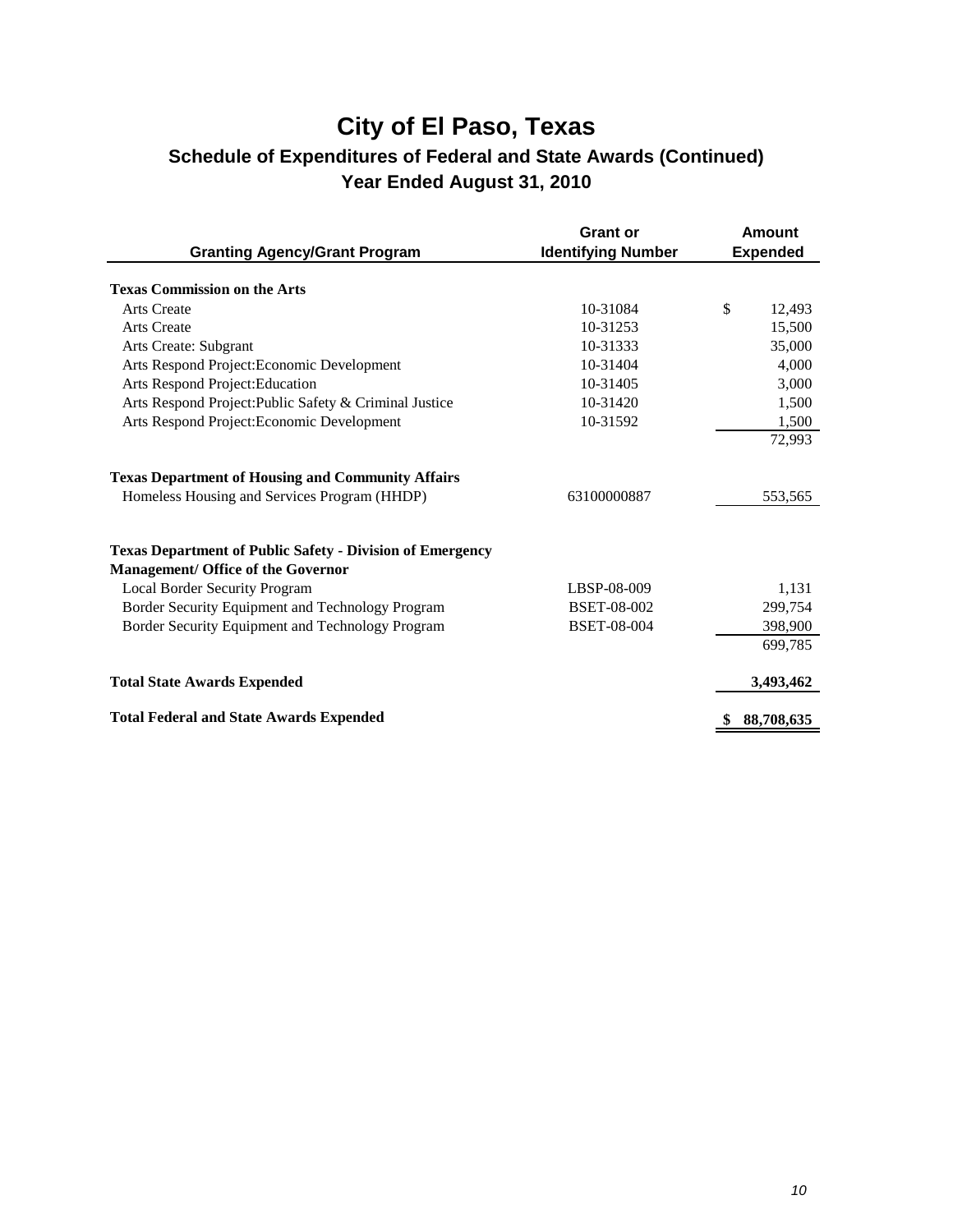# City of El Paso, Texas

## Schedule of Expenditures of Federal and State Awards (Continued)

## Year Ended August 31, 2010

| Granting Agency/Grant Program | Grant or Identifying Number | Amount Expended |
|---|---|---|
| **Texas Commission on the Arts** | | |
| Arts Create | 10-31084 | $ 12,493 |
| Arts Create | 10-31253 | 15,500 |
| Arts Create: Subgrant | 10-31333 | 35,000 |
| Arts Respond Project:Economic Development | 10-31404 | 4,000 |
| Arts Respond Project:Education | 10-31405 | 3,000 |
| Arts Respond Project:Public Safety & Criminal Justice | 10-31420 | 1,500 |
| Arts Respond Project:Economic Development | 10-31592 | 1,500 |
| | | 72,993 |
| **Texas Department of Housing and Community Affairs** | | |
| Homeless Housing and Services Program (HHDP) | 63100000887 | 553,565 |
| **Texas Department of Public Safety - Division of Emergency Management/ Office of the Governor** | | |
| Local Border Security Program | LBSP-08-009 | 1,131 |
| Border Security Equipment and Technology Program | BSET-08-002 | 299,754 |
| Border Security Equipment and Technology Program | BSET-08-004 | 398,900 |
| | | 699,785 |
| **Total State Awards Expended** | | **3,493,462** |
| **Total Federal and State Awards Expended** | | **$ 88,708,635** |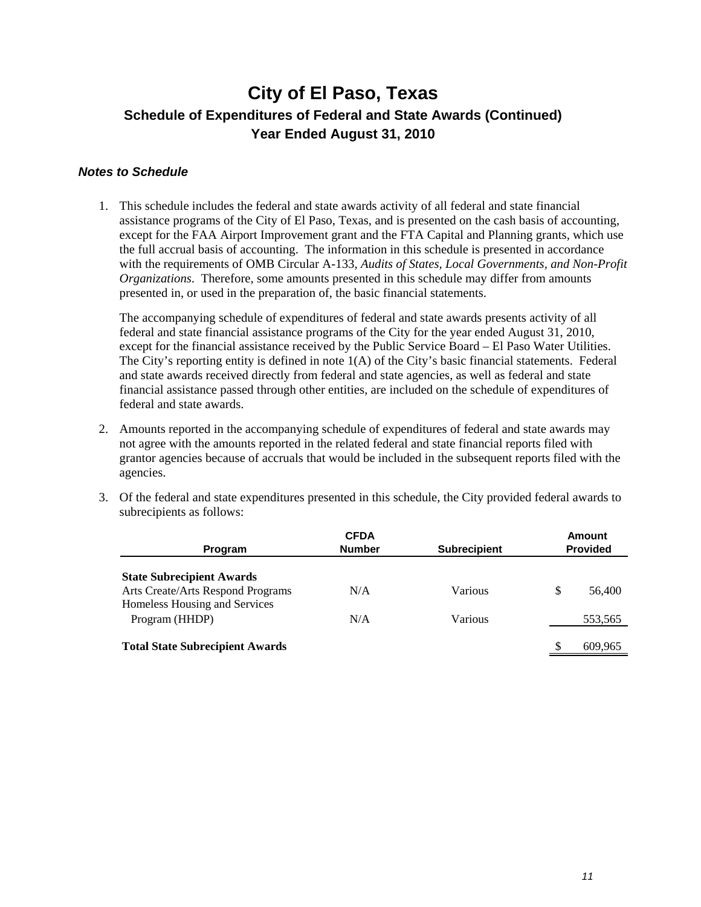# City of El Paso, Texas

## Schedule of Expenditures of Federal and State Awards (Continued)

## Year Ended August 31, 2010

### *Notes to Schedule*

1. This schedule includes the federal and state awards activity of all federal and state financial assistance programs of the City of El Paso, Texas, and is presented on the cash basis of accounting, except for the FAA Airport Improvement grant and the FTA Capital and Planning grants, which use the full accrual basis of accounting. The information in this schedule is presented in accordance with the requirements of OMB Circular A-133, *Audits of States, Local Governments, and Non-Profit Organizations*. Therefore, some amounts presented in this schedule may differ from amounts presented in, or used in the preparation of, the basic financial statements.

   The accompanying schedule of expenditures of federal and state awards presents activity of all federal and state financial assistance programs of the City for the year ended August 31, 2010, except for the financial assistance received by the Public Service Board – El Paso Water Utilities. The City's reporting entity is defined in note 1(A) of the City's basic financial statements. Federal and state awards received directly from federal and state agencies, as well as federal and state financial assistance passed through other entities, are included on the schedule of expenditures of federal and state awards.

2. Amounts reported in the accompanying schedule of expenditures of federal and state awards may not agree with the amounts reported in the related federal and state financial reports filed with grantor agencies because of accruals that would be included in the subsequent reports filed with the agencies.

3. Of the federal and state expenditures presented in this schedule, the City provided federal awards to subrecipients as follows:

| Program | CFDA Number | Subrecipient | Amount Provided |
|---|---|---|---|
| **State Subrecipient Awards** | | | |
| Arts Create/Arts Respond Programs | N/A | Various | $ 56,400 |
| Homeless Housing and Services Program (HHDP) | N/A | Various | 553,565 |
| **Total State Subrecipient Awards** | | | $ 609,965 |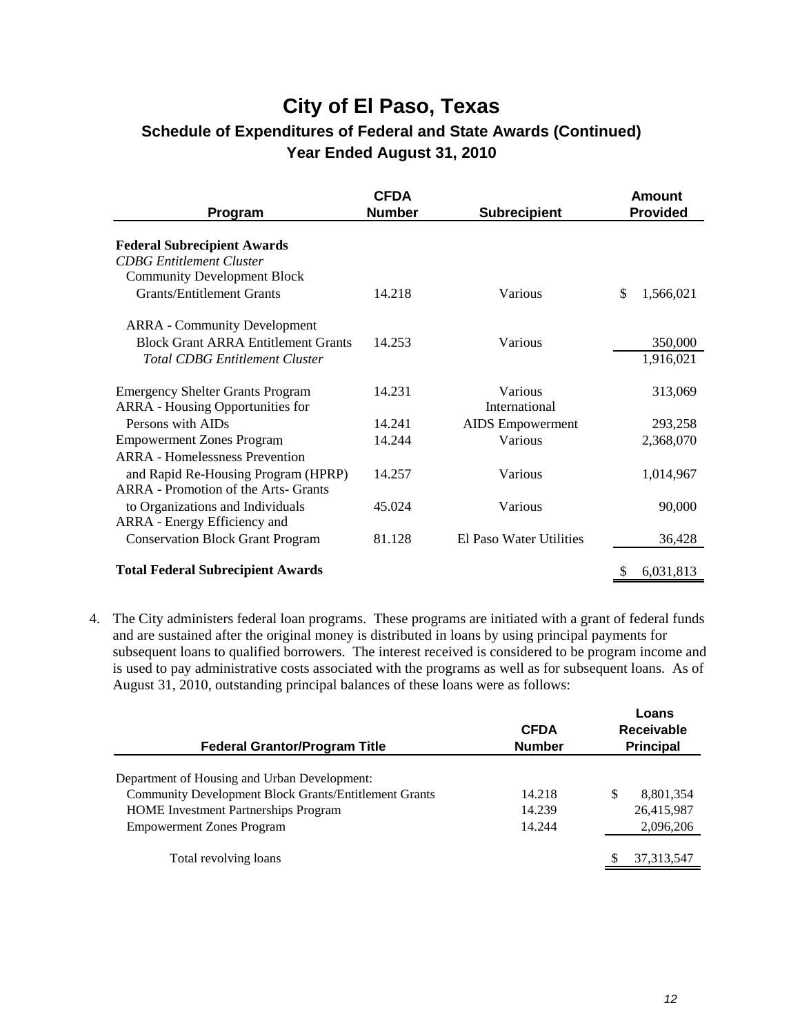# City of El Paso, Texas

## Schedule of Expenditures of Federal and State Awards (Continued)

### Year Ended August 31, 2010

| Program | CFDA Number | Subrecipient | Amount Provided |
|---|---|---|---|
| **Federal Subrecipient Awards** | | | |
| *CDBG Entitlement Cluster* | | | |
| Community Development Block Grants/Entitlement Grants | 14.218 | Various | $ 1,566,021 |
| ARRA - Community Development Block Grant ARRA Entitlement Grants | 14.253 | Various | 350,000 |
| *Total CDBG Entitlement Cluster* | | | 1,916,021 |
| Emergency Shelter Grants Program | 14.231 | Various | 313,069 |
| ARRA - Housing Opportunities for Persons with AIDs | 14.241 | International AIDS Empowerment | 293,258 |
| Empowerment Zones Program | 14.244 | Various | 2,368,070 |
| ARRA - Homelessness Prevention and Rapid Re-Housing Program (HPRP) | 14.257 | Various | 1,014,967 |
| ARRA - Promotion of the Arts- Grants to Organizations and Individuals | 45.024 | Various | 90,000 |
| ARRA - Energy Efficiency and Conservation Block Grant Program | 81.128 | El Paso Water Utilities | 36,428 |
| **Total Federal Subrecipient Awards** | | | $ 6,031,813 |

4. The City administers federal loan programs. These programs are initiated with a grant of federal funds and are sustained after the original money is distributed in loans by using principal payments for subsequent loans to qualified borrowers. The interest received is considered to be program income and is used to pay administrative costs associated with the programs as well as for subsequent loans. As of August 31, 2010, outstanding principal balances of these loans were as follows:

| Federal Grantor/Program Title | CFDA Number | Loans Receivable Principal |
|---|---|---|
| Department of Housing and Urban Development: | | |
| Community Development Block Grants/Entitlement Grants | 14.218 | $ 8,801,354 |
| HOME Investment Partnerships Program | 14.239 | 26,415,987 |
| Empowerment Zones Program | 14.244 | 2,096,206 |
| Total revolving loans | | $ 37,313,547 |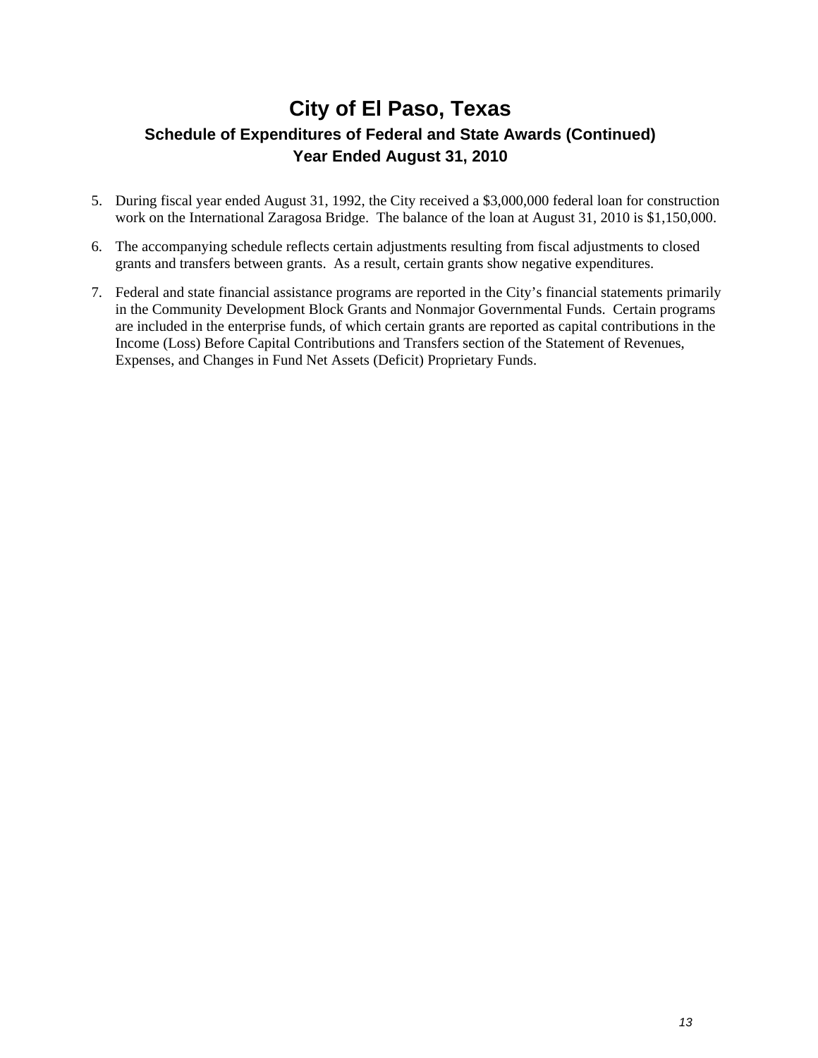# City of El Paso, Texas

### Schedule of Expenditures of Federal and State Awards (Continued)

### Year Ended August 31, 2010

5. During fiscal year ended August 31, 1992, the City received a $3,000,000 federal loan for construction work on the International Zaragosa Bridge. The balance of the loan at August 31, 2010 is $1,150,000.

6. The accompanying schedule reflects certain adjustments resulting from fiscal adjustments to closed grants and transfers between grants. As a result, certain grants show negative expenditures.

7. Federal and state financial assistance programs are reported in the City's financial statements primarily in the Community Development Block Grants and Nonmajor Governmental Funds. Certain programs are included in the enterprise funds, of which certain grants are reported as capital contributions in the Income (Loss) Before Capital Contributions and Transfers section of the Statement of Revenues, Expenses, and Changes in Fund Net Assets (Deficit) Proprietary Funds.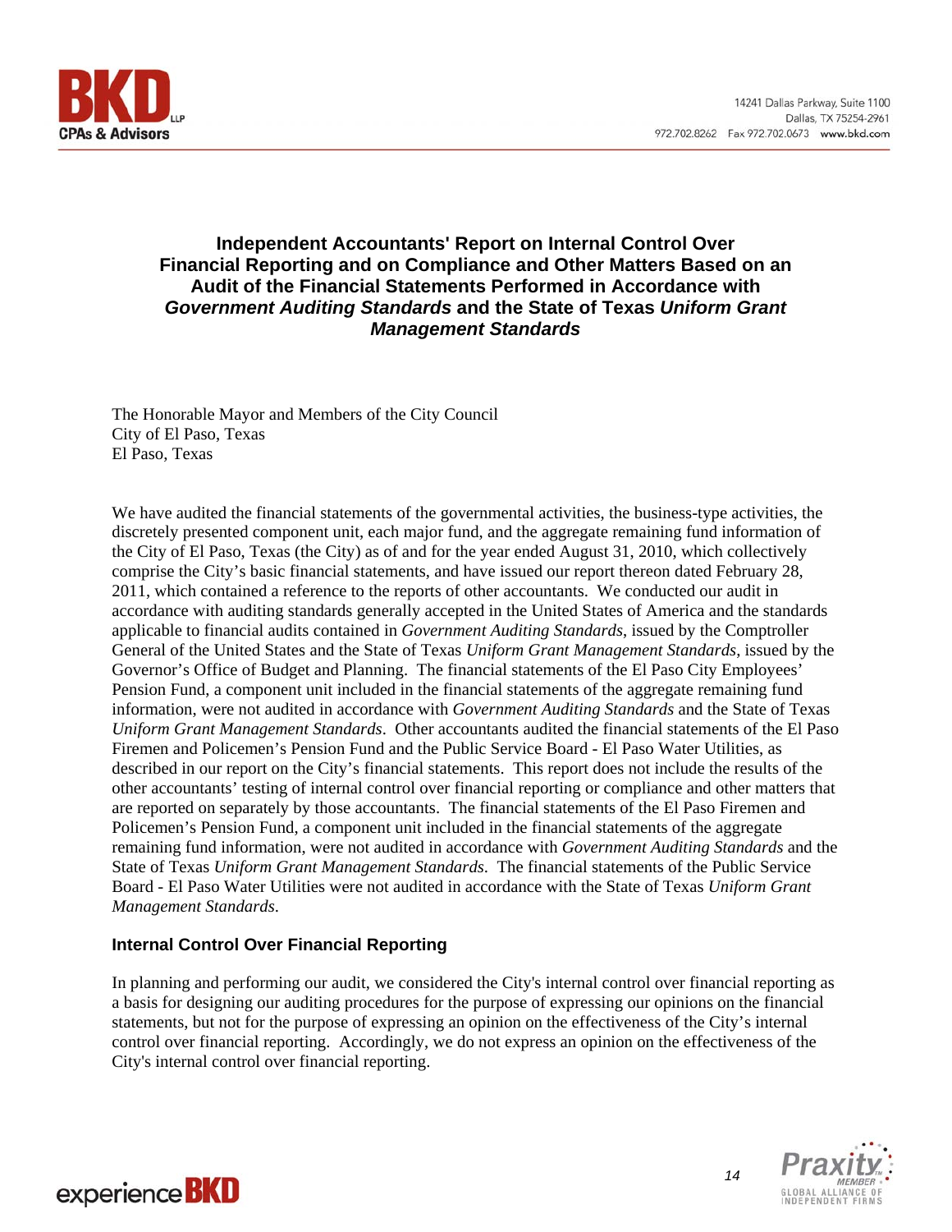# Independent Accountants' Report on Internal Control Over Financial Reporting and on Compliance and Other Matters Based on an Audit of the Financial Statements Performed in Accordance with *Government Auditing Standards* and the State of Texas *Uniform Grant Management Standards*

The Honorable Mayor and Members of the City Council
City of El Paso, Texas
El Paso, Texas

We have audited the financial statements of the governmental activities, the business-type activities, the discretely presented component unit, each major fund, and the aggregate remaining fund information of the City of El Paso, Texas (the City) as of and for the year ended August 31, 2010, which collectively comprise the City's basic financial statements, and have issued our report thereon dated February 28, 2011, which contained a reference to the reports of other accountants. We conducted our audit in accordance with auditing standards generally accepted in the United States of America and the standards applicable to financial audits contained in *Government Auditing Standards*, issued by the Comptroller General of the United States and the State of Texas *Uniform Grant Management Standards*, issued by the Governor's Office of Budget and Planning. The financial statements of the El Paso City Employees' Pension Fund, a component unit included in the financial statements of the aggregate remaining fund information, were not audited in accordance with *Government Auditing Standards* and the State of Texas *Uniform Grant Management Standards*. Other accountants audited the financial statements of the El Paso Firemen and Policemen's Pension Fund and the Public Service Board - El Paso Water Utilities, as described in our report on the City's financial statements. This report does not include the results of the other accountants' testing of internal control over financial reporting or compliance and other matters that are reported on separately by those accountants. The financial statements of the El Paso Firemen and Policemen's Pension Fund, a component unit included in the financial statements of the aggregate remaining fund information, were not audited in accordance with *Government Auditing Standards* and the State of Texas *Uniform Grant Management Standards*. The financial statements of the Public Service Board - El Paso Water Utilities were not audited in accordance with the State of Texas *Uniform Grant Management Standards*.

## Internal Control Over Financial Reporting

In planning and performing our audit, we considered the City's internal control over financial reporting as a basis for designing our auditing procedures for the purpose of expressing our opinions on the financial statements, but not for the purpose of expressing an opinion on the effectiveness of the City's internal control over financial reporting. Accordingly, we do not express an opinion on the effectiveness of the City's internal control over financial reporting.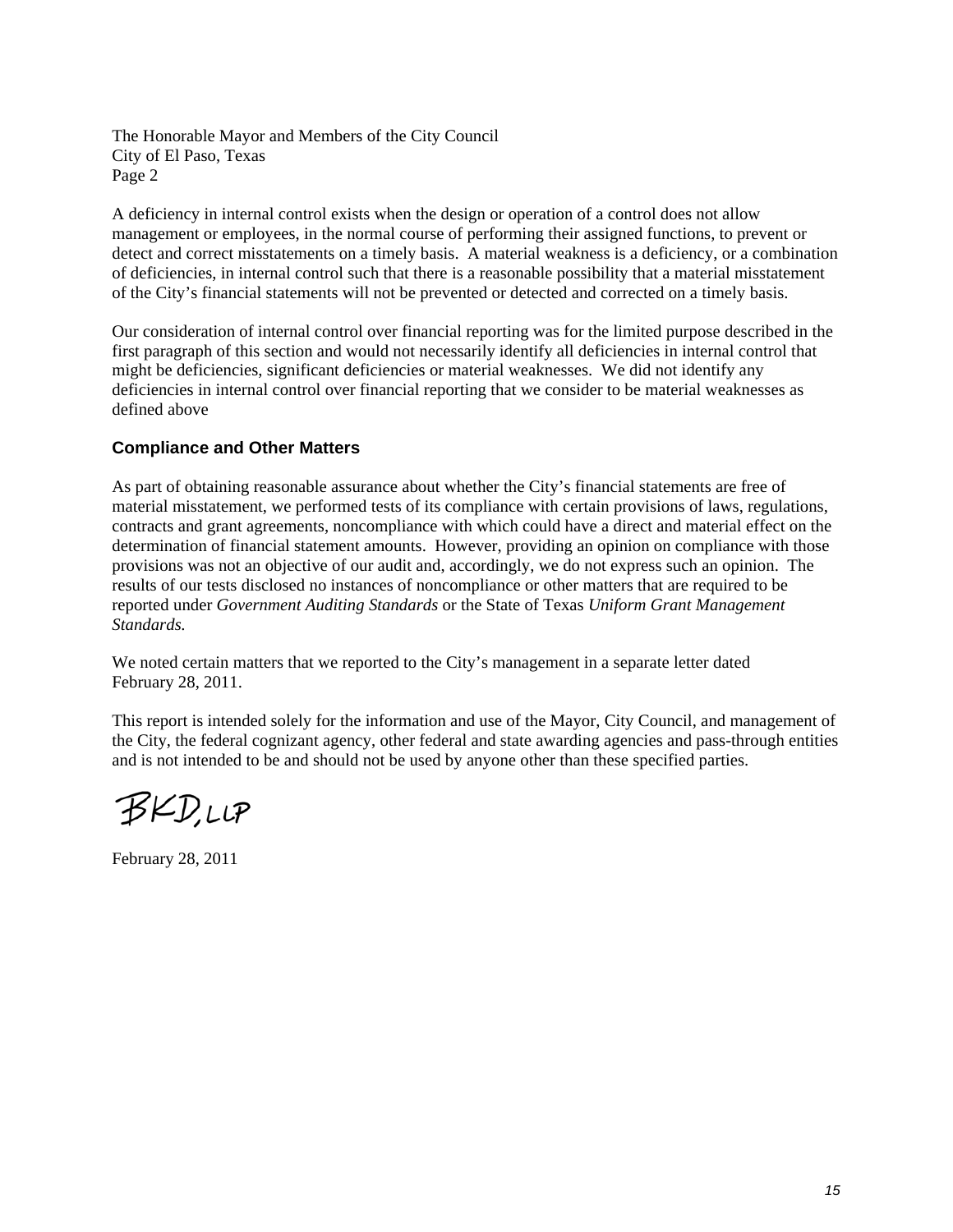The Honorable Mayor and Members of the City Council
City of El Paso, Texas
Page 2

A deficiency in internal control exists when the design or operation of a control does not allow management or employees, in the normal course of performing their assigned functions, to prevent or detect and correct misstatements on a timely basis. A material weakness is a deficiency, or a combination of deficiencies, in internal control such that there is a reasonable possibility that a material misstatement of the City's financial statements will not be prevented or detected and corrected on a timely basis.

Our consideration of internal control over financial reporting was for the limited purpose described in the first paragraph of this section and would not necessarily identify all deficiencies in internal control that might be deficiencies, significant deficiencies or material weaknesses. We did not identify any deficiencies in internal control over financial reporting that we consider to be material weaknesses as defined above

### Compliance and Other Matters

As part of obtaining reasonable assurance about whether the City's financial statements are free of material misstatement, we performed tests of its compliance with certain provisions of laws, regulations, contracts and grant agreements, noncompliance with which could have a direct and material effect on the determination of financial statement amounts. However, providing an opinion on compliance with those provisions was not an objective of our audit and, accordingly, we do not express such an opinion. The results of our tests disclosed no instances of noncompliance or other matters that are required to be reported under *Government Auditing Standards* or the State of Texas *Uniform Grant Management Standards.*

We noted certain matters that we reported to the City's management in a separate letter dated February 28, 2011.

This report is intended solely for the information and use of the Mayor, City Council, and management of the City, the federal cognizant agency, other federal and state awarding agencies and pass-through entities and is not intended to be and should not be used by anyone other than these specified parties.

BKD, LLP

February 28, 2011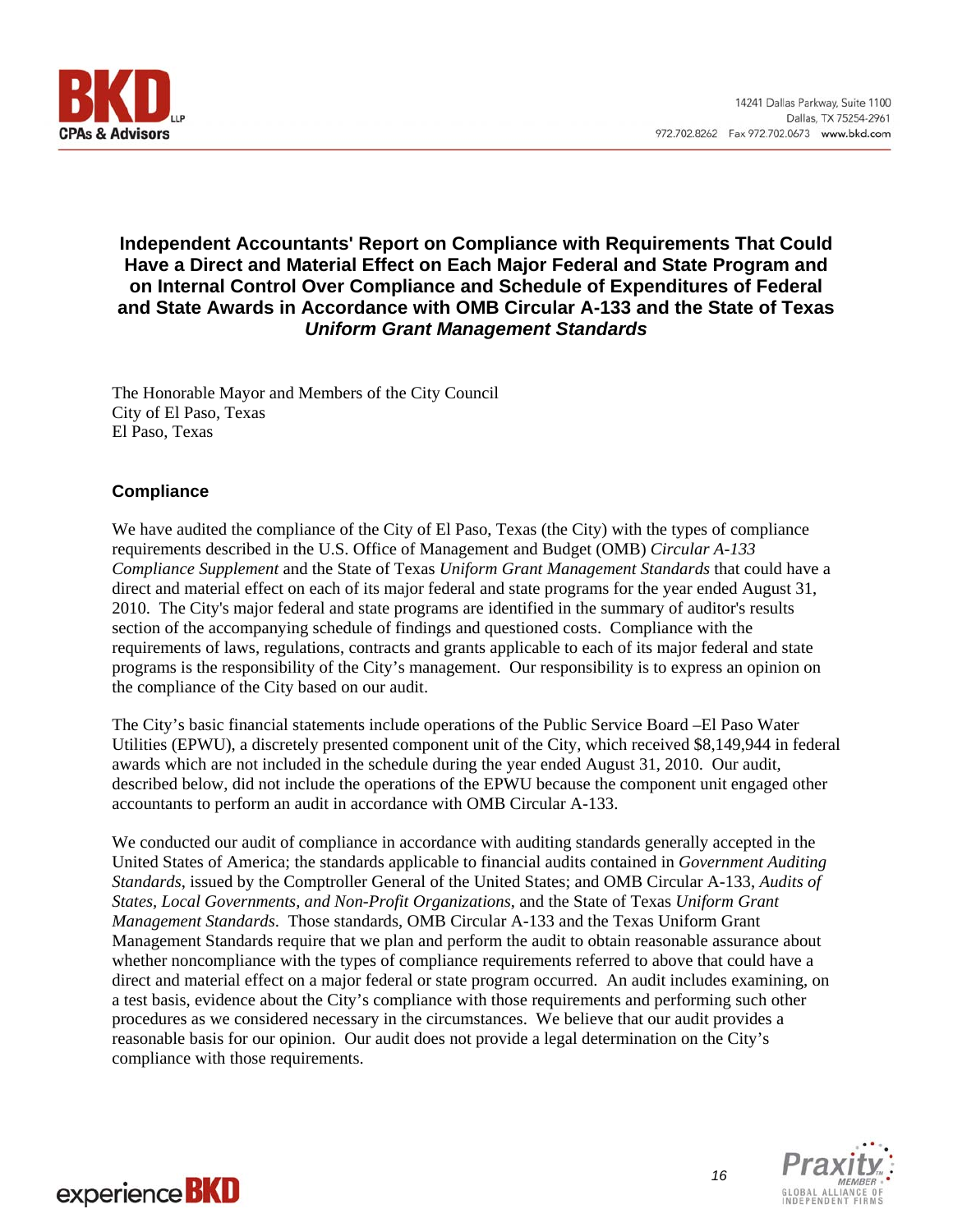**Independent Accountants' Report on Compliance with Requirements That Could Have a Direct and Material Effect on Each Major Federal and State Program and on Internal Control Over Compliance and Schedule of Expenditures of Federal and State Awards in Accordance with OMB Circular A-133 and the State of Texas *Uniform Grant Management Standards***

The Honorable Mayor and Members of the City Council
City of El Paso, Texas
El Paso, Texas

## Compliance

We have audited the compliance of the City of El Paso, Texas (the City) with the types of compliance requirements described in the U.S. Office of Management and Budget (OMB) *Circular A-133 Compliance Supplement* and the State of Texas *Uniform Grant Management Standards* that could have a direct and material effect on each of its major federal and state programs for the year ended August 31, 2010. The City's major federal and state programs are identified in the summary of auditor's results section of the accompanying schedule of findings and questioned costs. Compliance with the requirements of laws, regulations, contracts and grants applicable to each of its major federal and state programs is the responsibility of the City's management. Our responsibility is to express an opinion on the compliance of the City based on our audit.

The City's basic financial statements include operations of the Public Service Board –El Paso Water Utilities (EPWU), a discretely presented component unit of the City, which received $8,149,944 in federal awards which are not included in the schedule during the year ended August 31, 2010. Our audit, described below, did not include the operations of the EPWU because the component unit engaged other accountants to perform an audit in accordance with OMB Circular A-133.

We conducted our audit of compliance in accordance with auditing standards generally accepted in the United States of America; the standards applicable to financial audits contained in *Government Auditing Standards*, issued by the Comptroller General of the United States; and OMB Circular A-133, *Audits of States, Local Governments, and Non-Profit Organizations*, and the State of Texas *Uniform Grant Management Standards*. Those standards, OMB Circular A-133 and the Texas Uniform Grant Management Standards require that we plan and perform the audit to obtain reasonable assurance about whether noncompliance with the types of compliance requirements referred to above that could have a direct and material effect on a major federal or state program occurred. An audit includes examining, on a test basis, evidence about the City's compliance with those requirements and performing such other procedures as we considered necessary in the circumstances. We believe that our audit provides a reasonable basis for our opinion. Our audit does not provide a legal determination on the City's compliance with those requirements.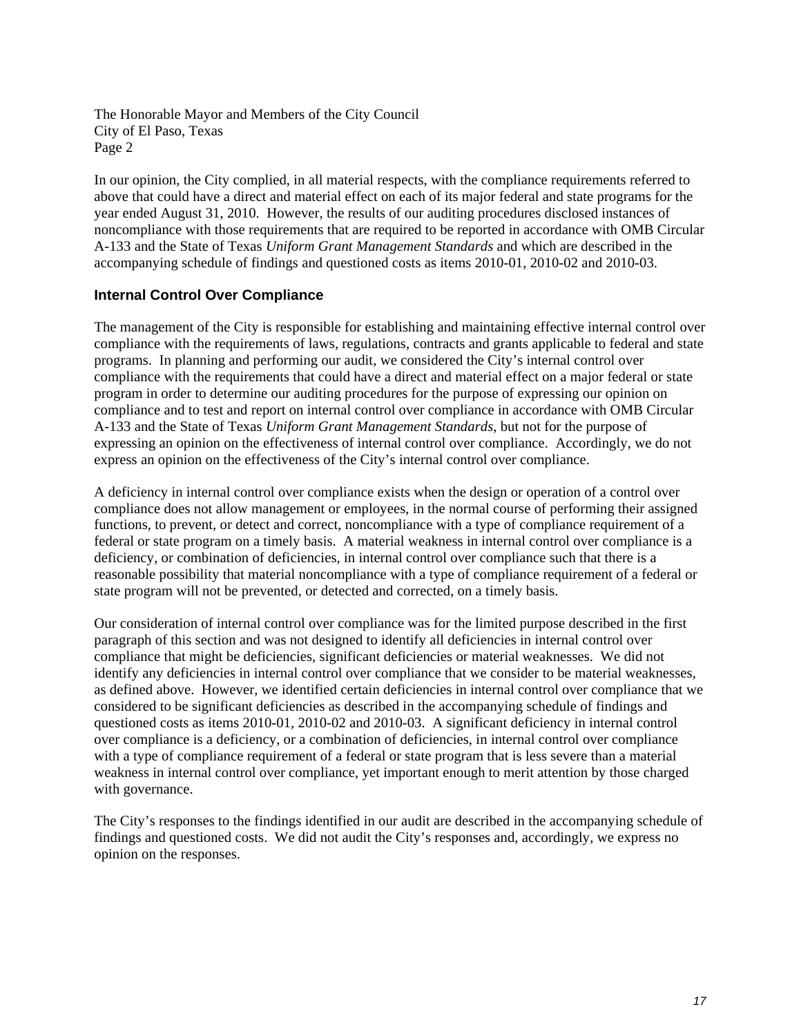The Honorable Mayor and Members of the City Council
City of El Paso, Texas
Page 2

In our opinion, the City complied, in all material respects, with the compliance requirements referred to above that could have a direct and material effect on each of its major federal and state programs for the year ended August 31, 2010. However, the results of our auditing procedures disclosed instances of noncompliance with those requirements that are required to be reported in accordance with OMB Circular A-133 and the State of Texas *Uniform Grant Management Standards* and which are described in the accompanying schedule of findings and questioned costs as items 2010-01, 2010-02 and 2010-03.

## Internal Control Over Compliance

The management of the City is responsible for establishing and maintaining effective internal control over compliance with the requirements of laws, regulations, contracts and grants applicable to federal and state programs. In planning and performing our audit, we considered the City's internal control over compliance with the requirements that could have a direct and material effect on a major federal or state program in order to determine our auditing procedures for the purpose of expressing our opinion on compliance and to test and report on internal control over compliance in accordance with OMB Circular A-133 and the State of Texas *Uniform Grant Management Standards*, but not for the purpose of expressing an opinion on the effectiveness of internal control over compliance. Accordingly, we do not express an opinion on the effectiveness of the City's internal control over compliance.

A deficiency in internal control over compliance exists when the design or operation of a control over compliance does not allow management or employees, in the normal course of performing their assigned functions, to prevent, or detect and correct, noncompliance with a type of compliance requirement of a federal or state program on a timely basis. A material weakness in internal control over compliance is a deficiency, or combination of deficiencies, in internal control over compliance such that there is a reasonable possibility that material noncompliance with a type of compliance requirement of a federal or state program will not be prevented, or detected and corrected, on a timely basis.

Our consideration of internal control over compliance was for the limited purpose described in the first paragraph of this section and was not designed to identify all deficiencies in internal control over compliance that might be deficiencies, significant deficiencies or material weaknesses. We did not identify any deficiencies in internal control over compliance that we consider to be material weaknesses, as defined above. However, we identified certain deficiencies in internal control over compliance that we considered to be significant deficiencies as described in the accompanying schedule of findings and questioned costs as items 2010-01, 2010-02 and 2010-03. A significant deficiency in internal control over compliance is a deficiency, or a combination of deficiencies, in internal control over compliance with a type of compliance requirement of a federal or state program that is less severe than a material weakness in internal control over compliance, yet important enough to merit attention by those charged with governance.

The City's responses to the findings identified in our audit are described in the accompanying schedule of findings and questioned costs. We did not audit the City's responses and, accordingly, we express no opinion on the responses.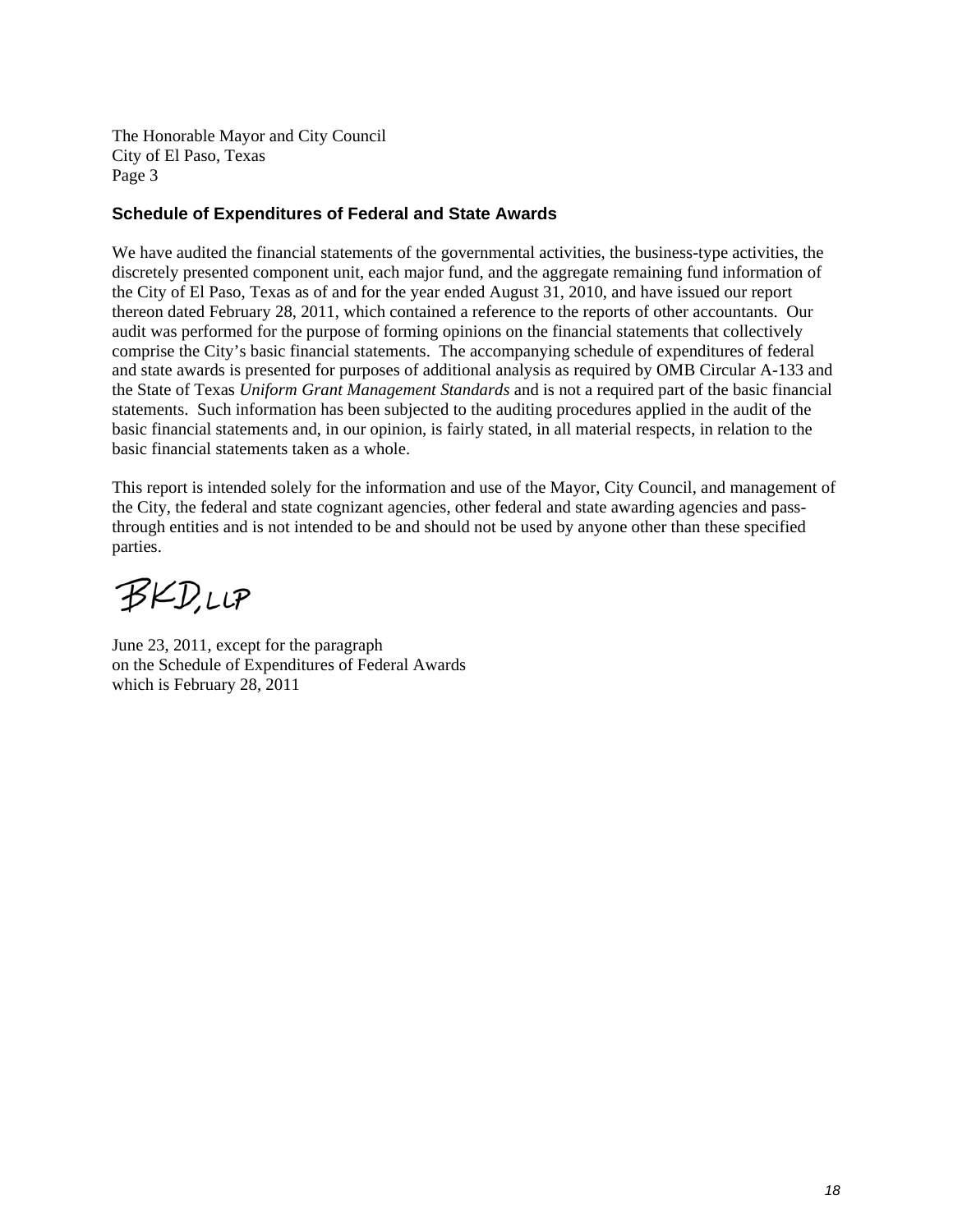The Honorable Mayor and City Council
City of El Paso, Texas
Page 3

**Schedule of Expenditures of Federal and State Awards**

We have audited the financial statements of the governmental activities, the business-type activities, the discretely presented component unit, each major fund, and the aggregate remaining fund information of the City of El Paso, Texas as of and for the year ended August 31, 2010, and have issued our report thereon dated February 28, 2011, which contained a reference to the reports of other accountants. Our audit was performed for the purpose of forming opinions on the financial statements that collectively comprise the City's basic financial statements. The accompanying schedule of expenditures of federal and state awards is presented for purposes of additional analysis as required by OMB Circular A-133 and the State of Texas *Uniform Grant Management Standards* and is not a required part of the basic financial statements. Such information has been subjected to the auditing procedures applied in the audit of the basic financial statements and, in our opinion, is fairly stated, in all material respects, in relation to the basic financial statements taken as a whole.

This report is intended solely for the information and use of the Mayor, City Council, and management of the City, the federal and state cognizant agencies, other federal and state awarding agencies and pass-through entities and is not intended to be and should not be used by anyone other than these specified parties.

BKD, LLP

June 23, 2011, except for the paragraph
on the Schedule of Expenditures of Federal Awards
which is February 28, 2011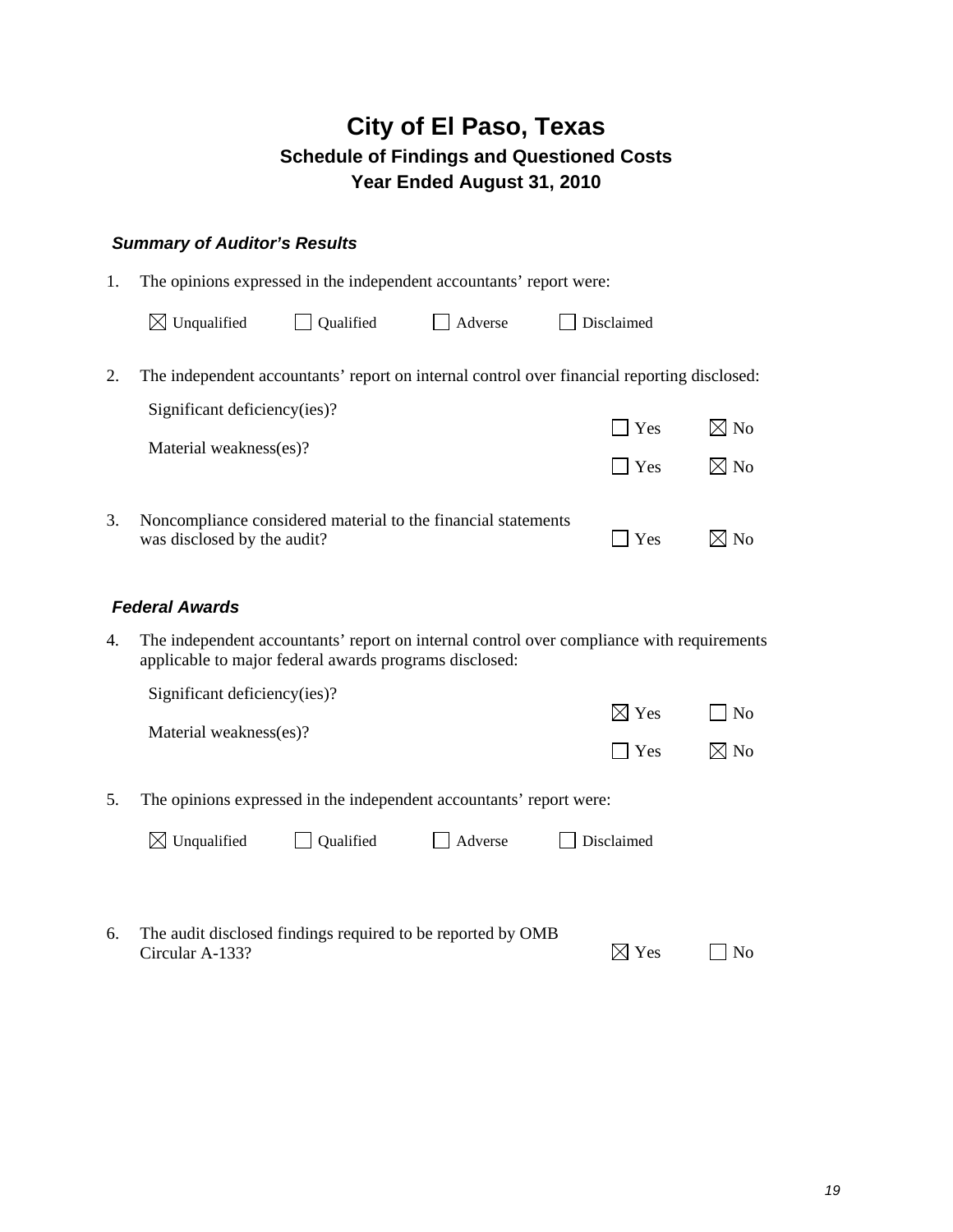# City of El Paso, Texas

## Schedule of Findings and Questioned Costs

## Year Ended August 31, 2010

### *Summary of Auditor's Results*

1. The opinions expressed in the independent accountants' report were:

   ☒ Unqualified ☐ Qualified ☐ Adverse ☐ Disclaimed

2. The independent accountants' report on internal control over financial reporting disclosed:

   | | | |
   |---|---|---|
   | Significant deficiency(ies)? | ☐ Yes | ☒ No |
   | Material weakness(es)? | ☐ Yes | ☒ No |

3. Noncompliance considered material to the financial statements was disclosed by the audit? ☐ Yes ☒ No

### *Federal Awards*

4. The independent accountants' report on internal control over compliance with requirements applicable to major federal awards programs disclosed:

   | | | |
   |---|---|---|
   | Significant deficiency(ies)? | ☒ Yes | ☐ No |
   | Material weakness(es)? | ☐ Yes | ☒ No |

5. The opinions expressed in the independent accountants' report were:

   ☒ Unqualified ☐ Qualified ☐ Adverse ☐ Disclaimed

6. The audit disclosed findings required to be reported by OMB Circular A-133? ☒ Yes ☐ No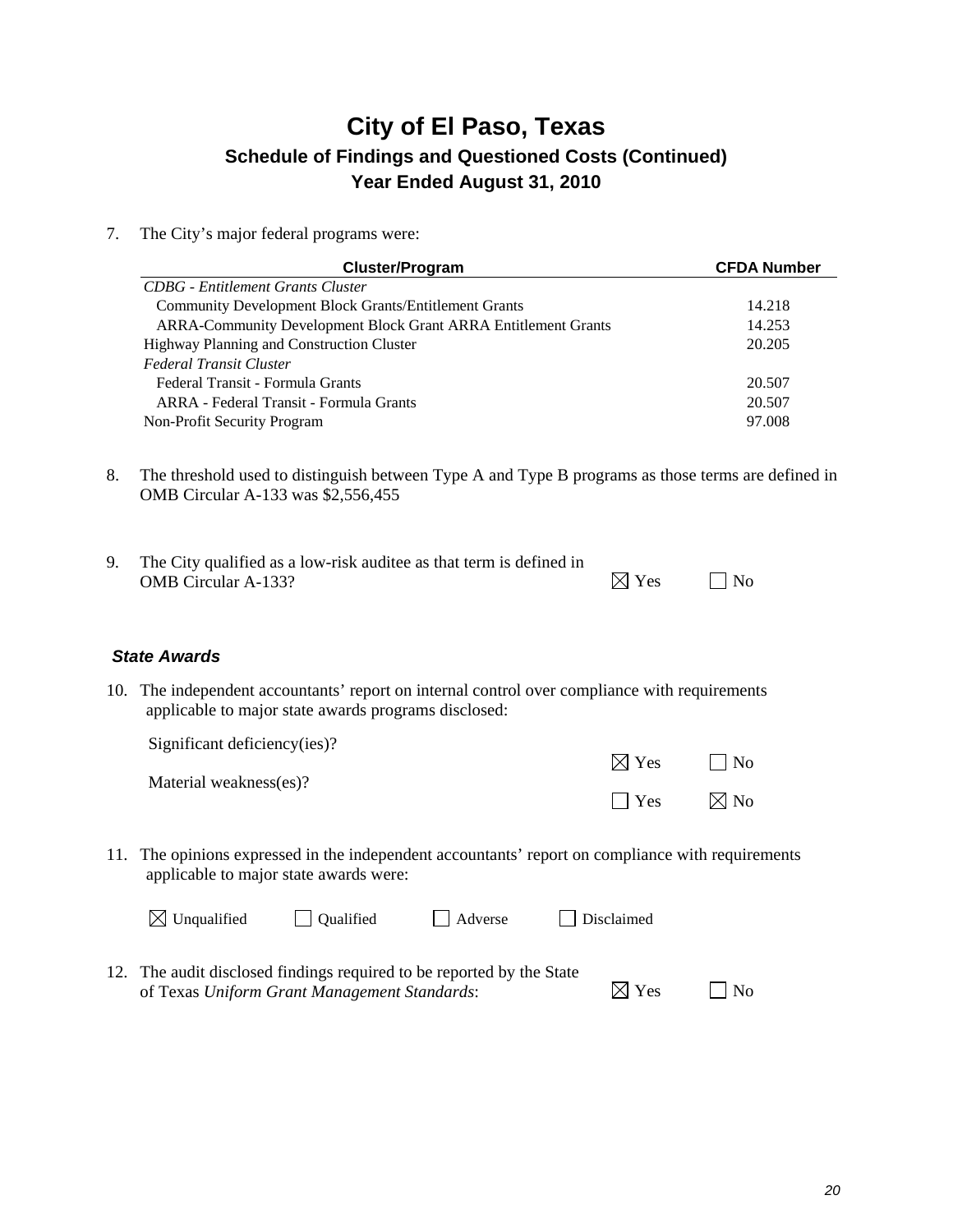# City of El Paso, Texas

## Schedule of Findings and Questioned Costs (Continued)

## Year Ended August 31, 2010

7. The City's major federal programs were:

| Cluster/Program | CFDA Number |
|---|---|
| *CDBG - Entitlement Grants Cluster* | |
| Community Development Block Grants/Entitlement Grants | 14.218 |
| ARRA-Community Development Block Grant ARRA Entitlement Grants | 14.253 |
| Highway Planning and Construction Cluster | 20.205 |
| *Federal Transit Cluster* | |
| Federal Transit - Formula Grants | 20.507 |
| ARRA - Federal Transit - Formula Grants | 20.507 |
| Non-Profit Security Program | 97.008 |

8. The threshold used to distinguish between Type A and Type B programs as those terms are defined in OMB Circular A-133 was $2,556,455

9. The City qualified as a low-risk auditee as that term is defined in OMB Circular A-133? ☒ Yes ☐ No

### *State Awards*

10. The independent accountants' report on internal control over compliance with requirements applicable to major state awards programs disclosed:

    Significant deficiency(ies)? ☒ Yes ☐ No

    Material weakness(es)? ☐ Yes ☒ No

11. The opinions expressed in the independent accountants' report on compliance with requirements applicable to major state awards were:

    ☒ Unqualified ☐ Qualified ☐ Adverse ☐ Disclaimed

12. The audit disclosed findings required to be reported by the State of Texas *Uniform Grant Management Standards*: ☒ Yes ☐ No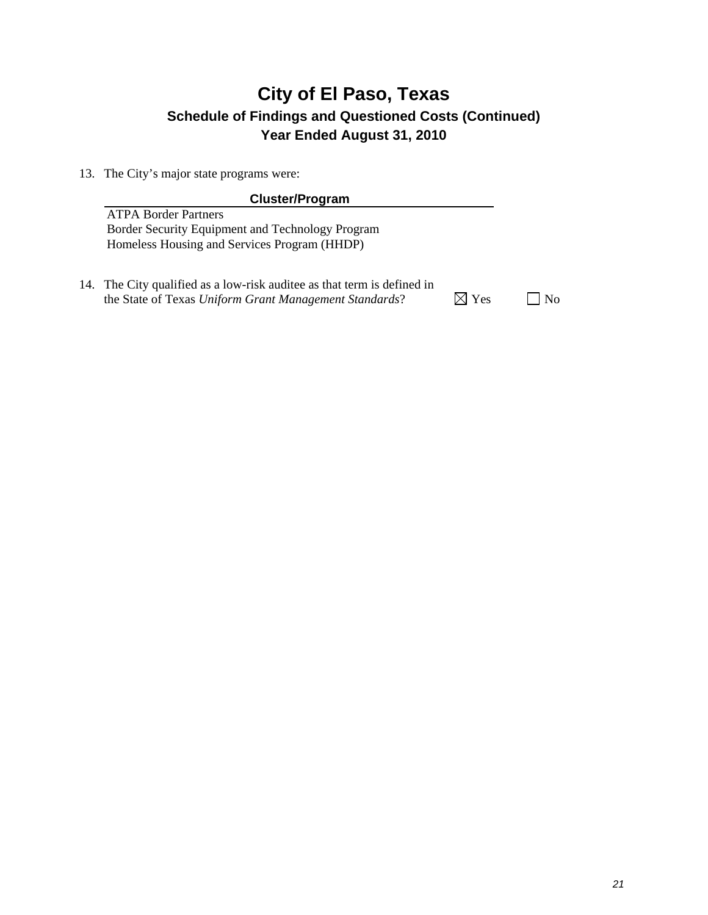# City of El Paso, Texas

## Schedule of Findings and Questioned Costs (Continued)

## Year Ended August 31, 2010

13. The City's major state programs were:

| Cluster/Program |
|---|
| ATPA Border Partners |
| Border Security Equipment and Technology Program |
| Homeless Housing and Services Program (HHDP) |

14. The City qualified as a low-risk auditee as that term is defined in the State of Texas *Uniform Grant Management Standards*? ☒ Yes ☐ No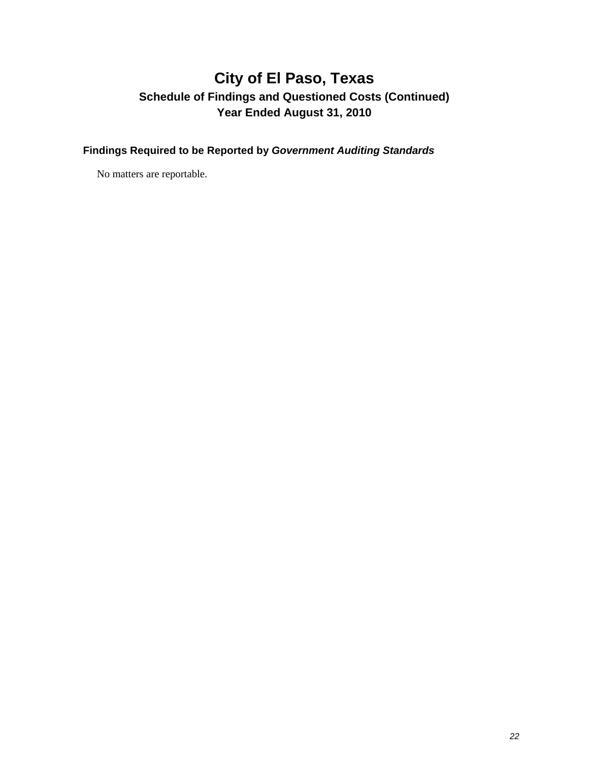# City of El Paso, Texas

## Schedule of Findings and Questioned Costs (Continued)

## Year Ended August 31, 2010

### Findings Required to be Reported by *Government Auditing Standards*

No matters are reportable.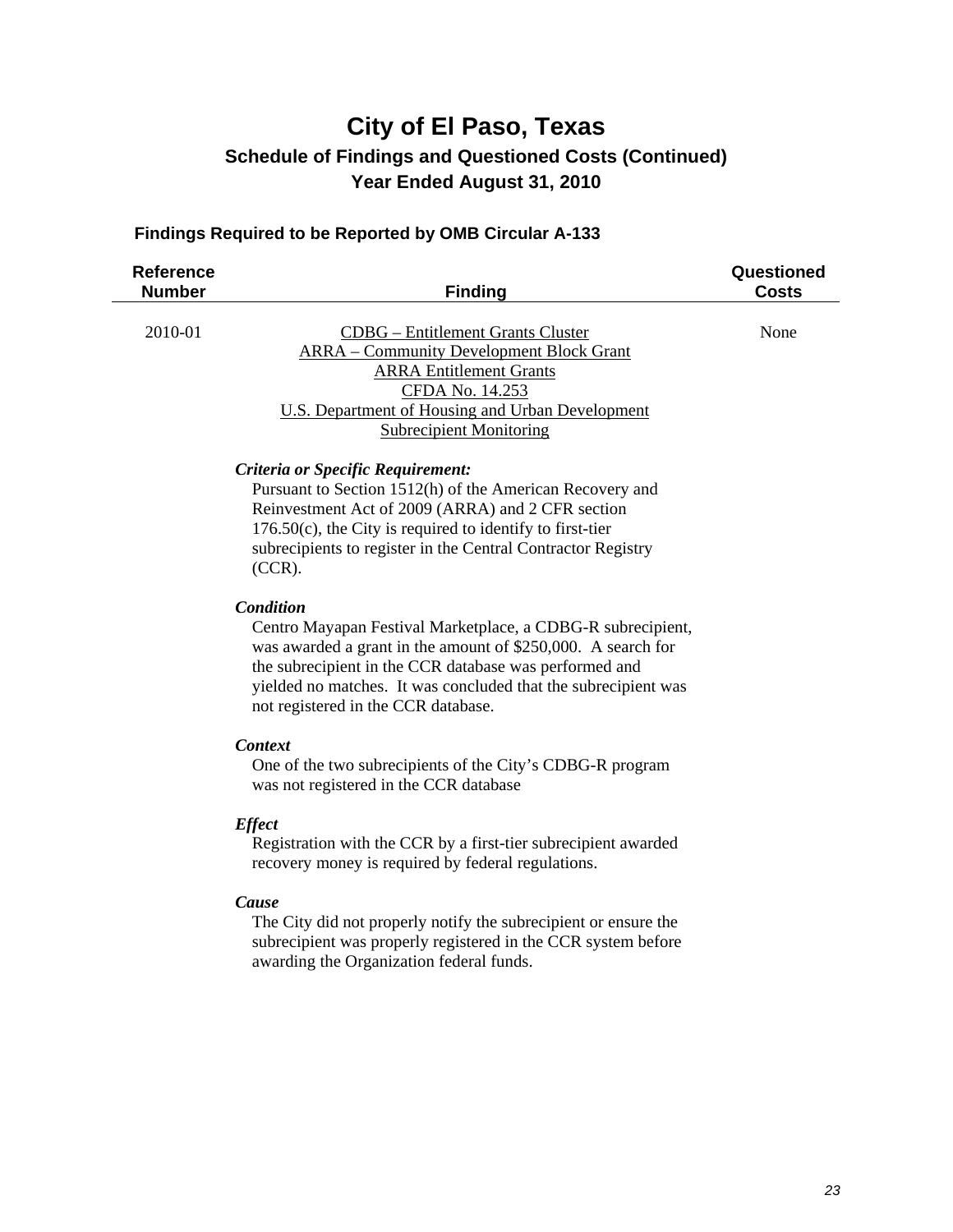# City of El Paso, Texas

## Schedule of Findings and Questioned Costs (Continued)

## Year Ended August 31, 2010

### Findings Required to be Reported by OMB Circular A-133

| Reference Number | Finding | Questioned Costs |
|---|---|---|
| 2010-01 | CDBG – Entitlement Grants Cluster<br>ARRA – Community Development Block Grant<br>ARRA Entitlement Grants<br>CFDA No. 14.253<br>U.S. Department of Housing and Urban Development<br>Subrecipient Monitoring | None |

***Criteria or Specific Requirement:***

Pursuant to Section 1512(h) of the American Recovery and Reinvestment Act of 2009 (ARRA) and 2 CFR section 176.50(c), the City is required to identify to first-tier subrecipients to register in the Central Contractor Registry (CCR).

***Condition***

Centro Mayapan Festival Marketplace, a CDBG-R subrecipient, was awarded a grant in the amount of $250,000. A search for the subrecipient in the CCR database was performed and yielded no matches. It was concluded that the subrecipient was not registered in the CCR database.

***Context***

One of the two subrecipients of the City's CDBG-R program was not registered in the CCR database

***Effect***

Registration with the CCR by a first-tier subrecipient awarded recovery money is required by federal regulations.

***Cause***

The City did not properly notify the subrecipient or ensure the subrecipient was properly registered in the CCR system before awarding the Organization federal funds.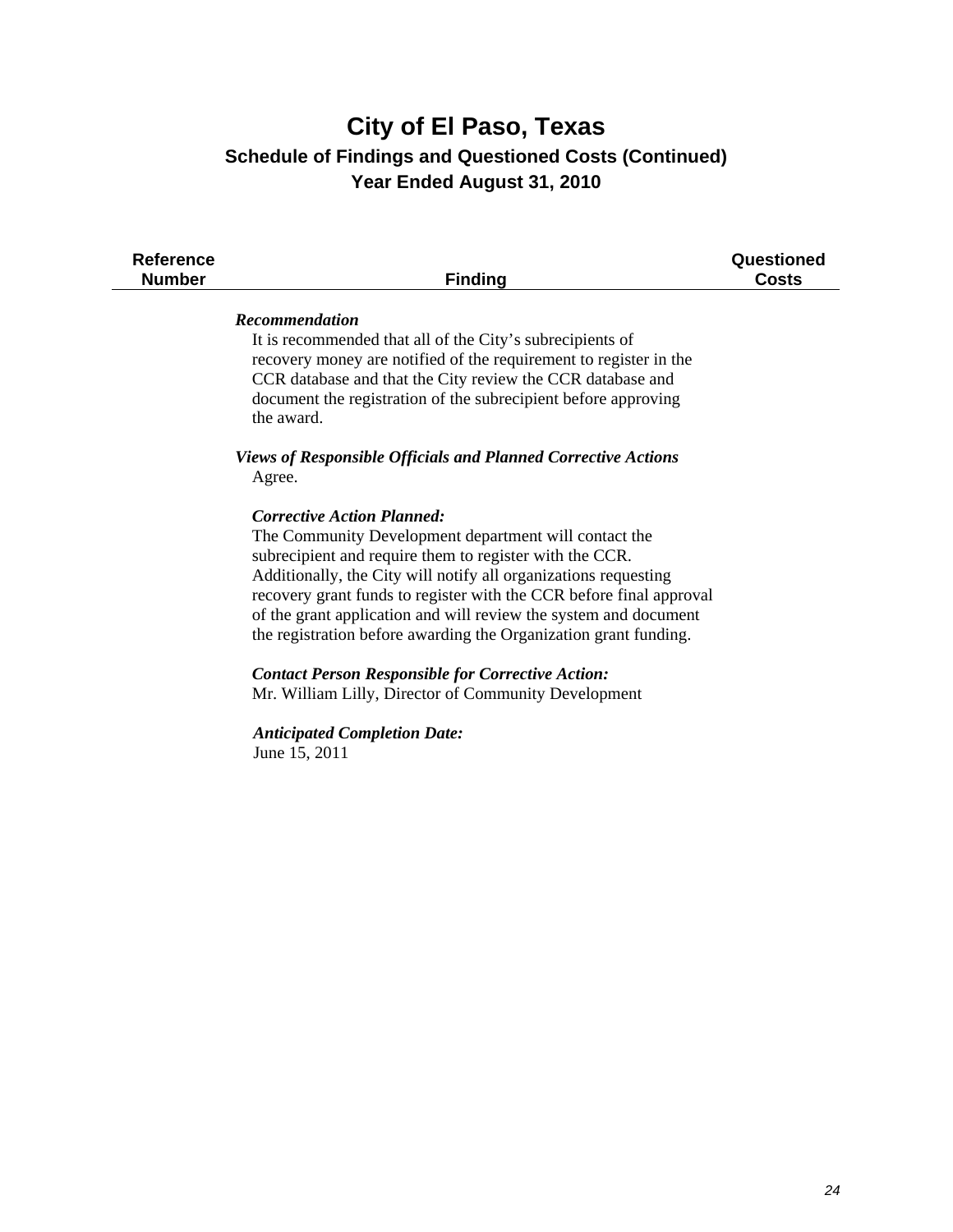# City of El Paso, Texas

## Schedule of Findings and Questioned Costs (Continued)

## Year Ended August 31, 2010

| Reference Number | Finding | Questioned Costs |
|---|---|---|

***Recommendation***

It is recommended that all of the City's subrecipients of recovery money are notified of the requirement to register in the CCR database and that the City review the CCR database and document the registration of the subrecipient before approving the award.

***Views of Responsible Officials and Planned Corrective Actions***

Agree.

***Corrective Action Planned:***

The Community Development department will contact the subrecipient and require them to register with the CCR. Additionally, the City will notify all organizations requesting recovery grant funds to register with the CCR before final approval of the grant application and will review the system and document the registration before awarding the Organization grant funding.

***Contact Person Responsible for Corrective Action:***

Mr. William Lilly, Director of Community Development

***Anticipated Completion Date:***

June 15, 2011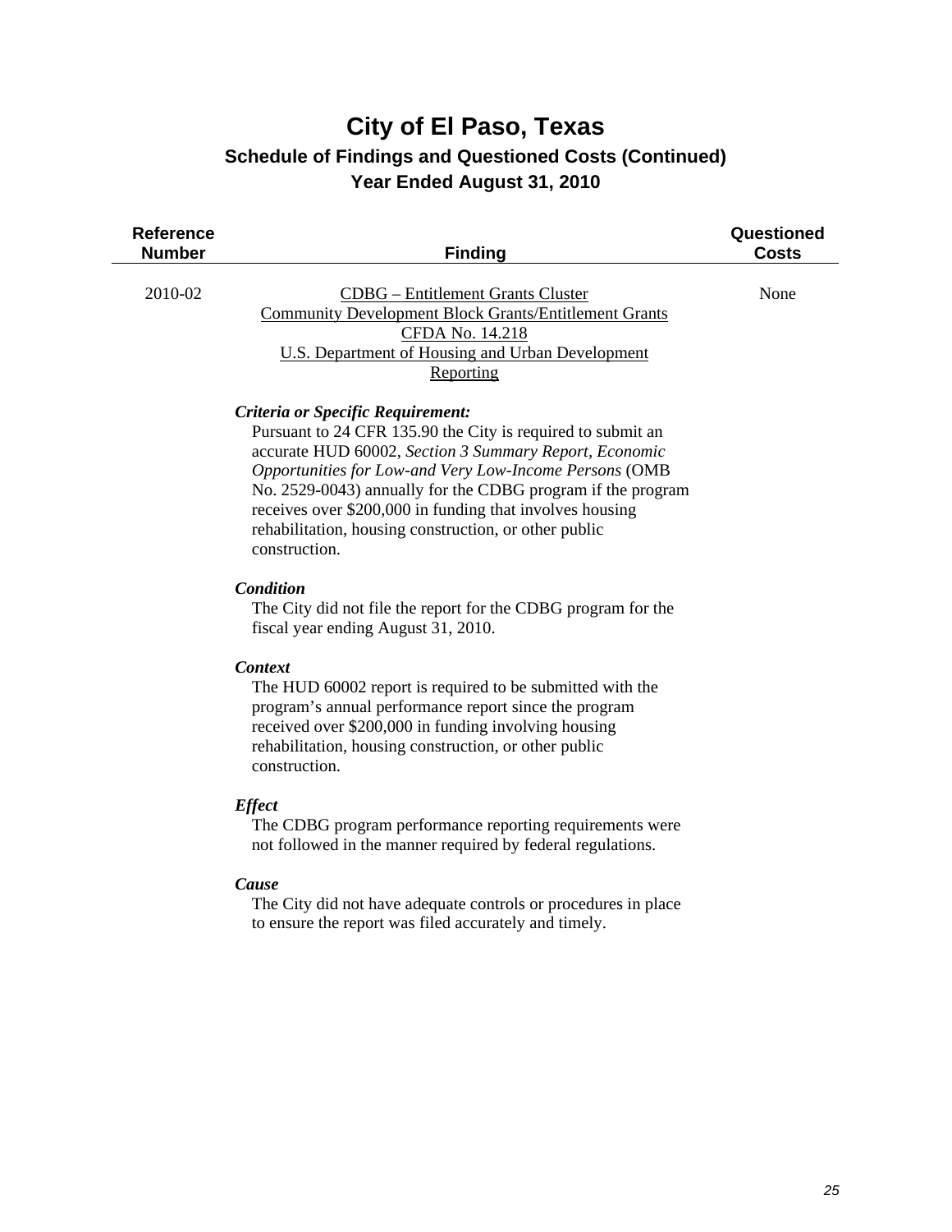# City of El Paso, Texas

## Schedule of Findings and Questioned Costs (Continued)

## Year Ended August 31, 2010

| Reference Number | Finding | Questioned Costs |
|---|---|---|
| 2010-02 | CDBG – Entitlement Grants Cluster<br>Community Development Block Grants/Entitlement Grants<br>CFDA No. 14.218<br>U.S. Department of Housing and Urban Development<br>Reporting | None |

***Criteria or Specific Requirement:***

Pursuant to 24 CFR 135.90 the City is required to submit an accurate HUD 60002, *Section 3 Summary Report, Economic Opportunities for Low-and Very Low-Income Persons* (OMB No. 2529-0043) annually for the CDBG program if the program receives over $200,000 in funding that involves housing rehabilitation, housing construction, or other public construction.

***Condition***

The City did not file the report for the CDBG program for the fiscal year ending August 31, 2010.

***Context***

The HUD 60002 report is required to be submitted with the program's annual performance report since the program received over $200,000 in funding involving housing rehabilitation, housing construction, or other public construction.

***Effect***

The CDBG program performance reporting requirements were not followed in the manner required by federal regulations.

***Cause***

The City did not have adequate controls or procedures in place to ensure the report was filed accurately and timely.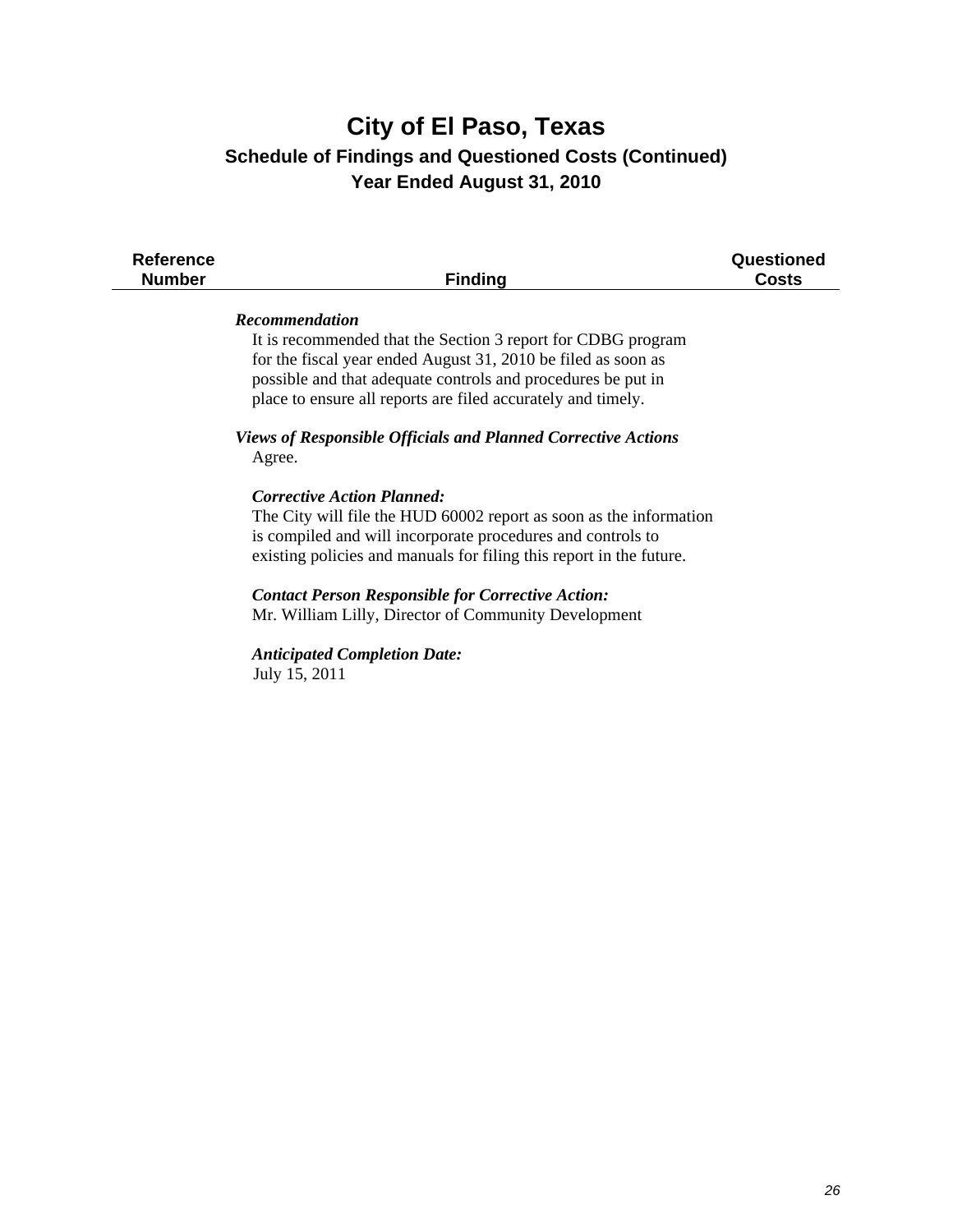# City of El Paso, Texas

## Schedule of Findings and Questioned Costs (Continued)

## Year Ended August 31, 2010

| Reference Number | Finding | Questioned Costs |
|---|---|---|

***Recommendation***

It is recommended that the Section 3 report for CDBG program for the fiscal year ended August 31, 2010 be filed as soon as possible and that adequate controls and procedures be put in place to ensure all reports are filed accurately and timely.

***Views of Responsible Officials and Planned Corrective Actions***

Agree.

***Corrective Action Planned:***

The City will file the HUD 60002 report as soon as the information is compiled and will incorporate procedures and controls to existing policies and manuals for filing this report in the future.

***Contact Person Responsible for Corrective Action:***

Mr. William Lilly, Director of Community Development

***Anticipated Completion Date:***

July 15, 2011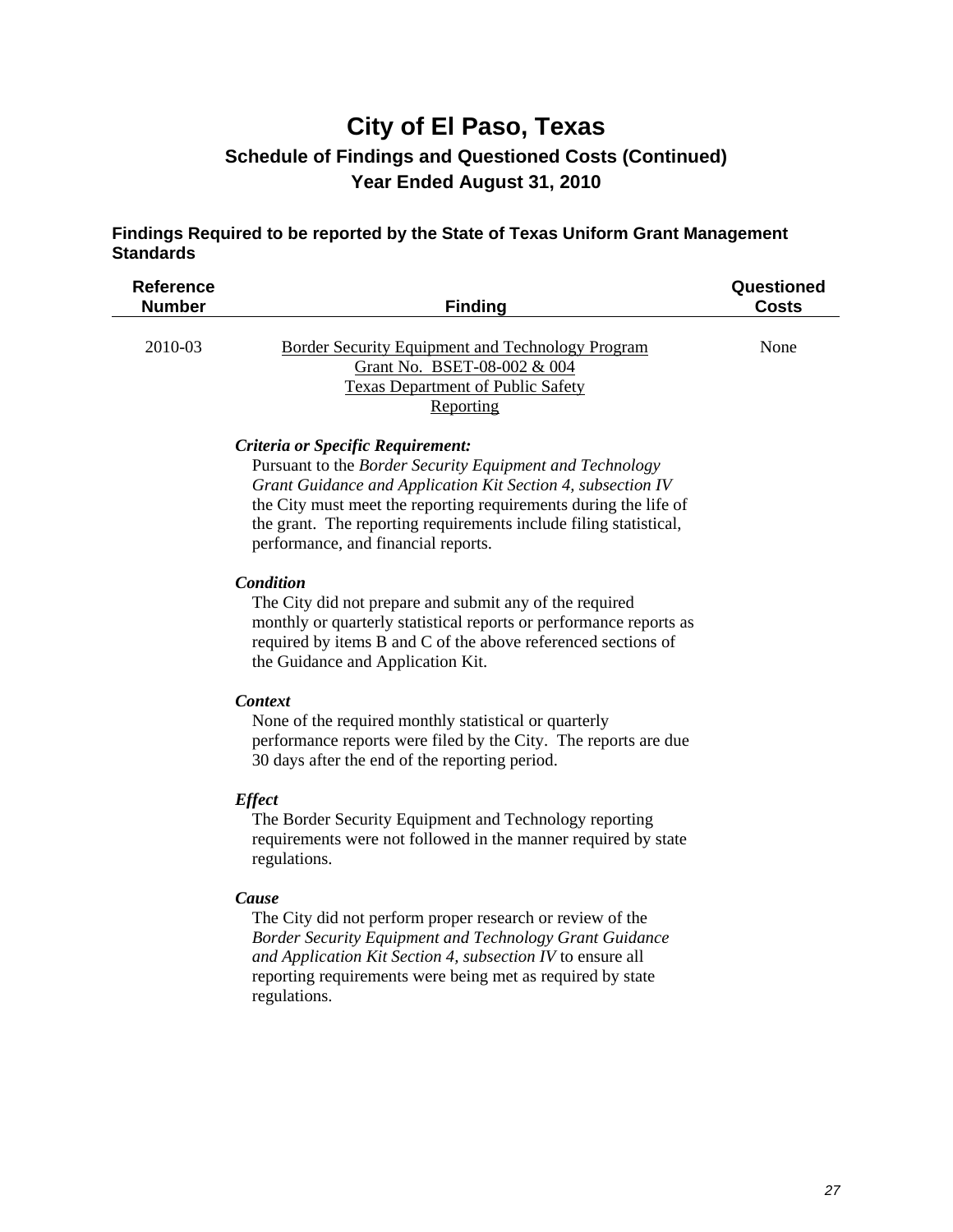# City of El Paso, Texas

## Schedule of Findings and Questioned Costs (Continued)

## Year Ended August 31, 2010

### Findings Required to be reported by the State of Texas Uniform Grant Management Standards

| Reference Number | Finding | Questioned Costs |
|---|---|---|
| 2010-03 | Border Security Equipment and Technology Program<br>Grant No. BSET-08-002 & 004<br>Texas Department of Public Safety<br>Reporting | None |

***Criteria or Specific Requirement:***

Pursuant to the *Border Security Equipment and Technology Grant Guidance and Application Kit Section 4, subsection IV* the City must meet the reporting requirements during the life of the grant. The reporting requirements include filing statistical, performance, and financial reports.

***Condition***

The City did not prepare and submit any of the required monthly or quarterly statistical reports or performance reports as required by items B and C of the above referenced sections of the Guidance and Application Kit.

***Context***

None of the required monthly statistical or quarterly performance reports were filed by the City. The reports are due 30 days after the end of the reporting period.

***Effect***

The Border Security Equipment and Technology reporting requirements were not followed in the manner required by state regulations.

***Cause***

The City did not perform proper research or review of the *Border Security Equipment and Technology Grant Guidance and Application Kit Section 4, subsection IV* to ensure all reporting requirements were being met as required by state regulations.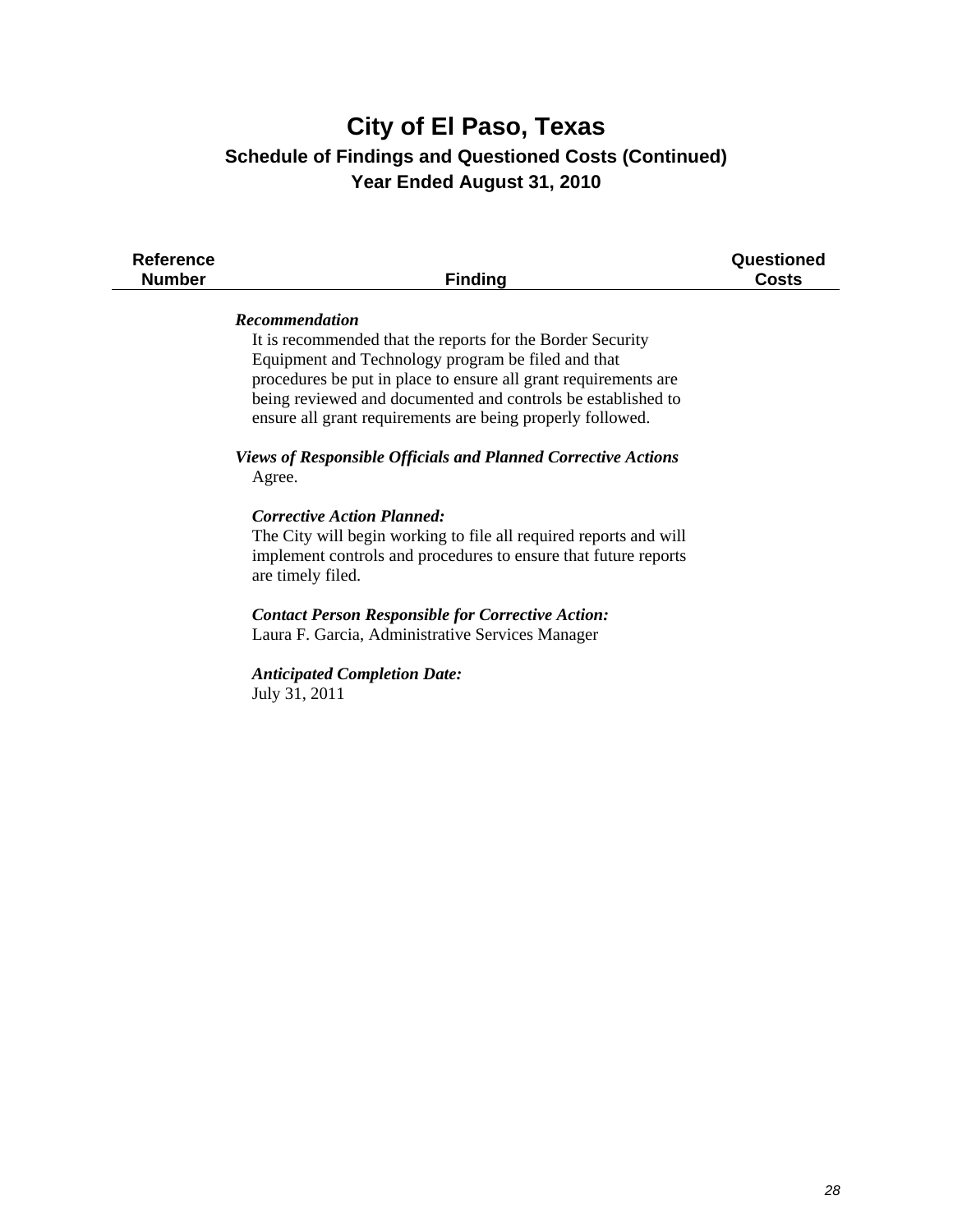# City of El Paso, Texas

## Schedule of Findings and Questioned Costs (Continued)

## Year Ended August 31, 2010

| Reference Number | Finding | Questioned Costs |
|---|---|---|

***Recommendation***

It is recommended that the reports for the Border Security Equipment and Technology program be filed and that procedures be put in place to ensure all grant requirements are being reviewed and documented and controls be established to ensure all grant requirements are being properly followed.

***Views of Responsible Officials and Planned Corrective Actions***

Agree.

***Corrective Action Planned:***

The City will begin working to file all required reports and will implement controls and procedures to ensure that future reports are timely filed.

***Contact Person Responsible for Corrective Action:***

Laura F. Garcia, Administrative Services Manager

***Anticipated Completion Date:***

July 31, 2011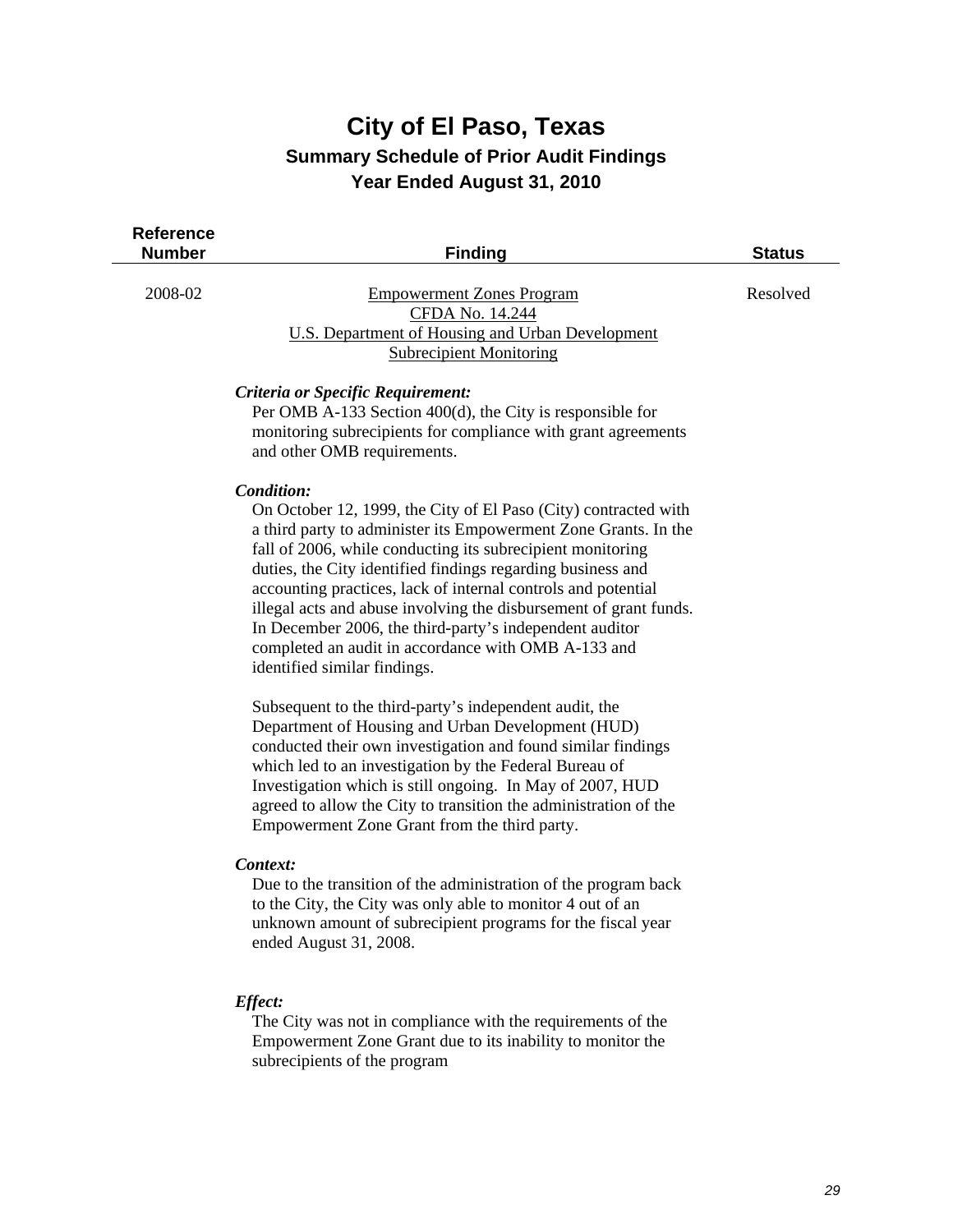# City of El Paso, Texas

## Summary Schedule of Prior Audit Findings

## Year Ended August 31, 2010

| Reference Number | Finding | Status |
|---|---|---|
| 2008-02 | Empowerment Zones Program<br>CFDA No. 14.244<br>U.S. Department of Housing and Urban Development<br>Subrecipient Monitoring | Resolved |

***Criteria or Specific Requirement:***

Per OMB A-133 Section 400(d), the City is responsible for monitoring subrecipients for compliance with grant agreements and other OMB requirements.

***Condition:***

On October 12, 1999, the City of El Paso (City) contracted with a third party to administer its Empowerment Zone Grants. In the fall of 2006, while conducting its subrecipient monitoring duties, the City identified findings regarding business and accounting practices, lack of internal controls and potential illegal acts and abuse involving the disbursement of grant funds. In December 2006, the third-party's independent auditor completed an audit in accordance with OMB A-133 and identified similar findings.

Subsequent to the third-party's independent audit, the Department of Housing and Urban Development (HUD) conducted their own investigation and found similar findings which led to an investigation by the Federal Bureau of Investigation which is still ongoing. In May of 2007, HUD agreed to allow the City to transition the administration of the Empowerment Zone Grant from the third party.

***Context:***

Due to the transition of the administration of the program back to the City, the City was only able to monitor 4 out of an unknown amount of subrecipient programs for the fiscal year ended August 31, 2008.

***Effect:***

The City was not in compliance with the requirements of the Empowerment Zone Grant due to its inability to monitor the subrecipients of the program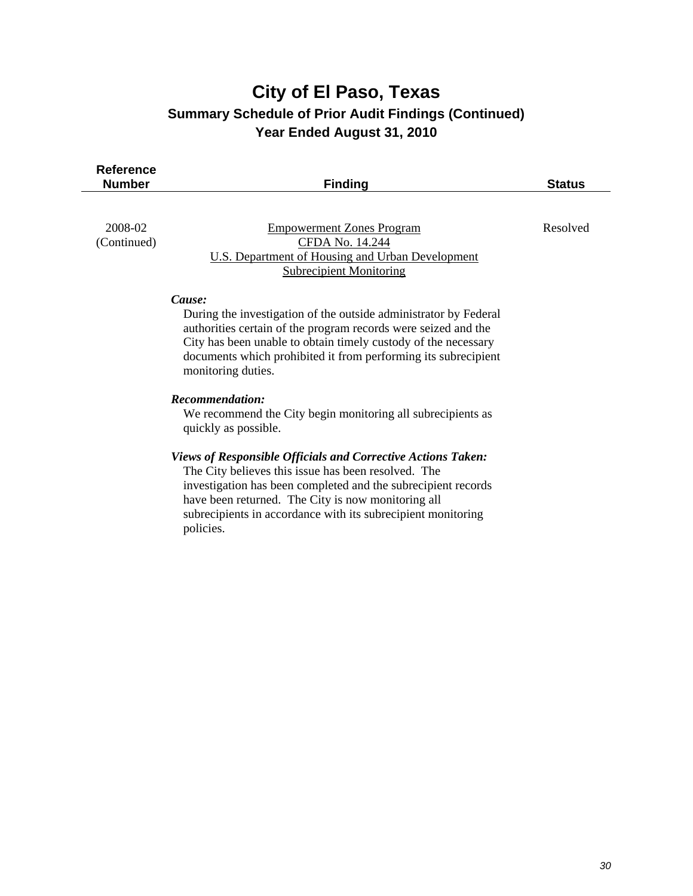# City of El Paso, Texas

## Summary Schedule of Prior Audit Findings (Continued)

## Year Ended August 31, 2010

| Reference Number | Finding | Status |
|---|---|---|
| 2008-02 (Continued) | Empowerment Zones Program<br>CFDA No. 14.244<br>U.S. Department of Housing and Urban Development<br>Subrecipient Monitoring | Resolved |

***Cause:***

During the investigation of the outside administrator by Federal authorities certain of the program records were seized and the City has been unable to obtain timely custody of the necessary documents which prohibited it from performing its subrecipient monitoring duties.

***Recommendation:***

We recommend the City begin monitoring all subrecipients as quickly as possible.

***Views of Responsible Officials and Corrective Actions Taken:***

The City believes this issue has been resolved. The investigation has been completed and the subrecipient records have been returned. The City is now monitoring all subrecipients in accordance with its subrecipient monitoring policies.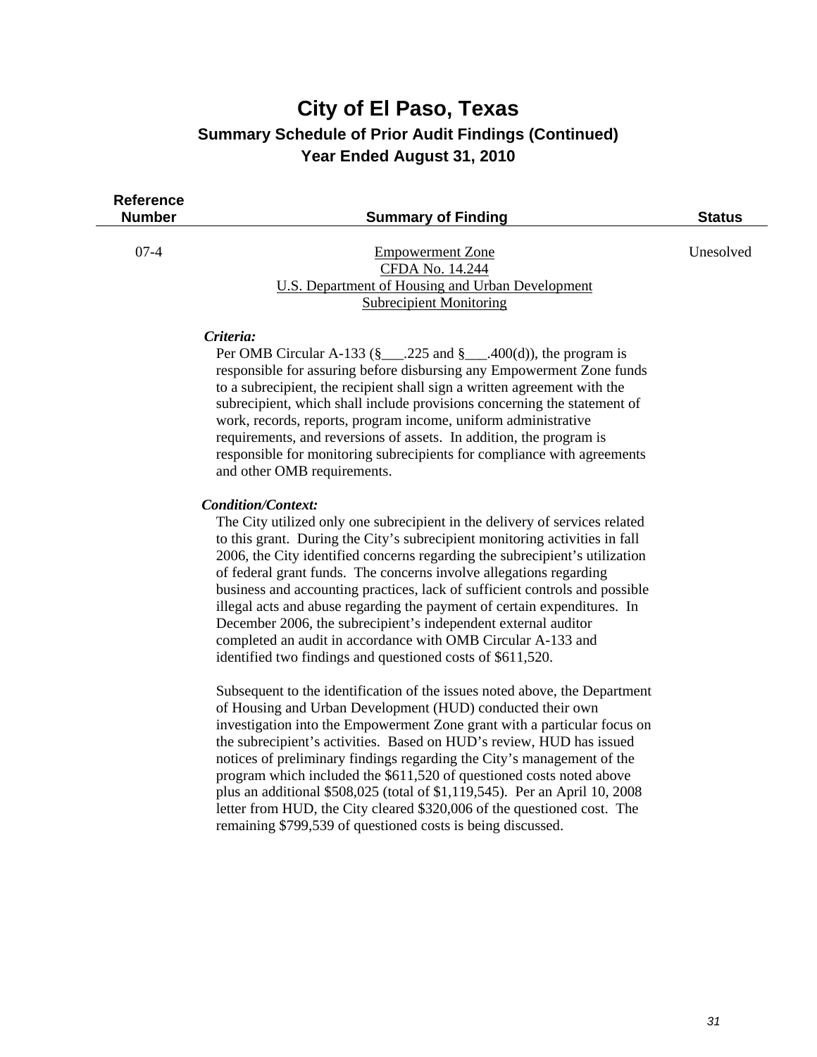# City of El Paso, Texas
## Summary Schedule of Prior Audit Findings (Continued)
## Year Ended August 31, 2010

| Reference Number | Summary of Finding | Status |
|---|---|---|
| 07-4 | Empowerment Zone<br>CFDA No. 14.244<br>U.S. Department of Housing and Urban Development<br>Subrecipient Monitoring | Unesolved |

***Criteria:***

Per OMB Circular A-133 (§___.225 and §___.400(d)), the program is responsible for assuring before disbursing any Empowerment Zone funds to a subrecipient, the recipient shall sign a written agreement with the subrecipient, which shall include provisions concerning the statement of work, records, reports, program income, uniform administrative requirements, and reversions of assets. In addition, the program is responsible for monitoring subrecipients for compliance with agreements and other OMB requirements.

***Condition/Context:***

The City utilized only one subrecipient in the delivery of services related to this grant. During the City's subrecipient monitoring activities in fall 2006, the City identified concerns regarding the subrecipient's utilization of federal grant funds. The concerns involve allegations regarding business and accounting practices, lack of sufficient controls and possible illegal acts and abuse regarding the payment of certain expenditures. In December 2006, the subrecipient's independent external auditor completed an audit in accordance with OMB Circular A-133 and identified two findings and questioned costs of $611,520.

Subsequent to the identification of the issues noted above, the Department of Housing and Urban Development (HUD) conducted their own investigation into the Empowerment Zone grant with a particular focus on the subrecipient's activities. Based on HUD's review, HUD has issued notices of preliminary findings regarding the City's management of the program which included the $611,520 of questioned costs noted above plus an additional $508,025 (total of $1,119,545). Per an April 10, 2008 letter from HUD, the City cleared $320,006 of the questioned cost. The remaining $799,539 of questioned costs is being discussed.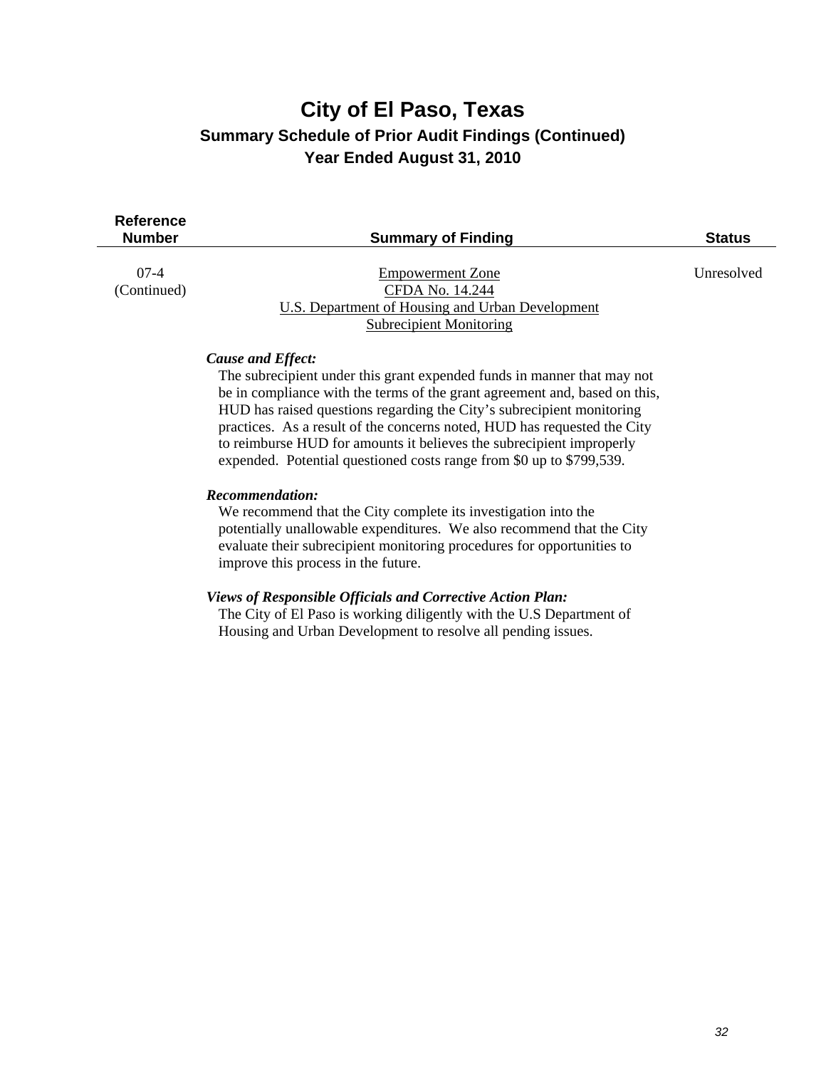# City of El Paso, Texas

## Summary Schedule of Prior Audit Findings (Continued)

## Year Ended August 31, 2010

| Reference Number | Summary of Finding | Status |
|---|---|---|
| 07-4 (Continued) | Empowerment Zone<br>CFDA No. 14.244<br>U.S. Department of Housing and Urban Development<br>Subrecipient Monitoring | Unresolved |

***Cause and Effect:***

The subrecipient under this grant expended funds in manner that may not be in compliance with the terms of the grant agreement and, based on this, HUD has raised questions regarding the City's subrecipient monitoring practices. As a result of the concerns noted, HUD has requested the City to reimburse HUD for amounts it believes the subrecipient improperly expended. Potential questioned costs range from $0 up to $799,539.

***Recommendation:***

We recommend that the City complete its investigation into the potentially unallowable expenditures. We also recommend that the City evaluate their subrecipient monitoring procedures for opportunities to improve this process in the future.

***Views of Responsible Officials and Corrective Action Plan:***

The City of El Paso is working diligently with the U.S Department of Housing and Urban Development to resolve all pending issues.